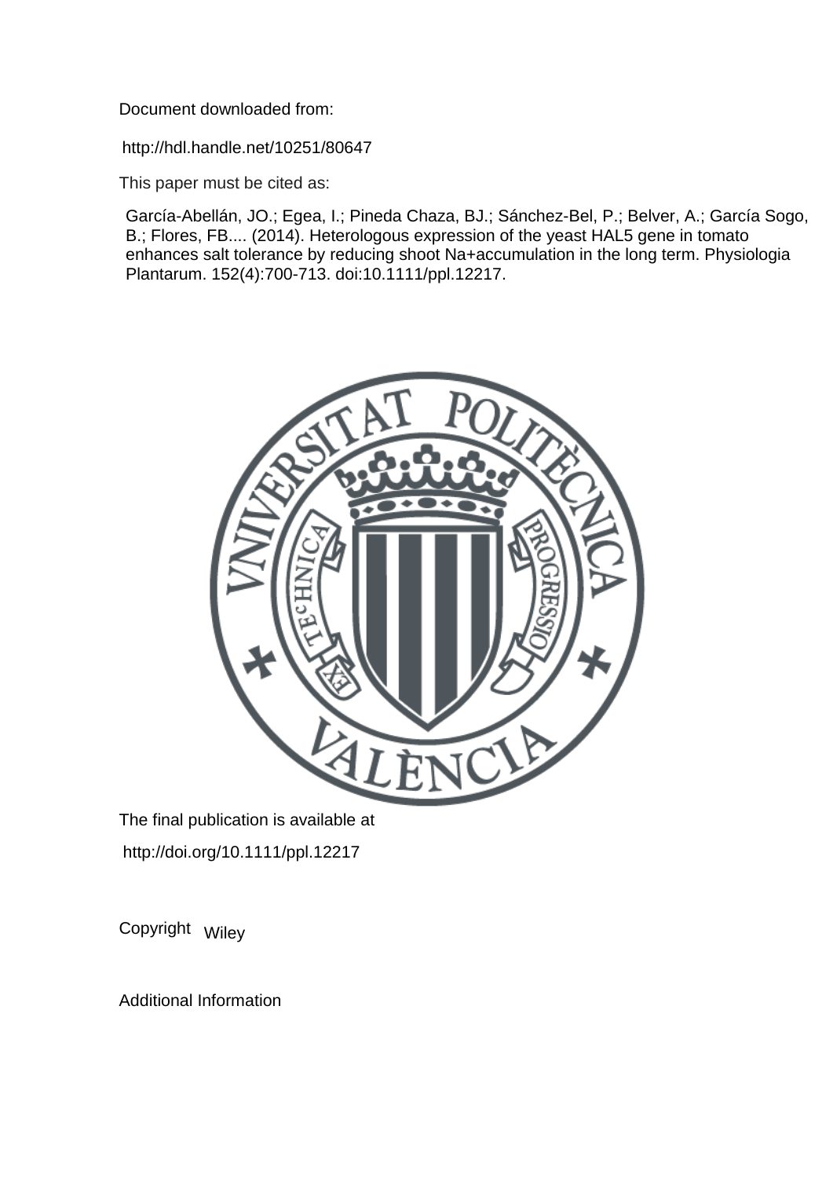Document downloaded from:

http://hdl.handle.net/10251/80647

This paper must be cited as:

García-Abellán, JO.; Egea, I.; Pineda Chaza, BJ.; Sánchez-Bel, P.; Belver, A.; García Sogo, B.; Flores, FB.... (2014). Heterologous expression of the yeast HAL5 gene in tomato enhances salt tolerance by reducing shoot Na+accumulation in the long term. Physiologia Plantarum. 152(4):700-713. doi:10.1111/ppl.12217.

The final publication is available at

http://doi.org/10.1111/ppl.12217

Copyright Wiley

Additional Information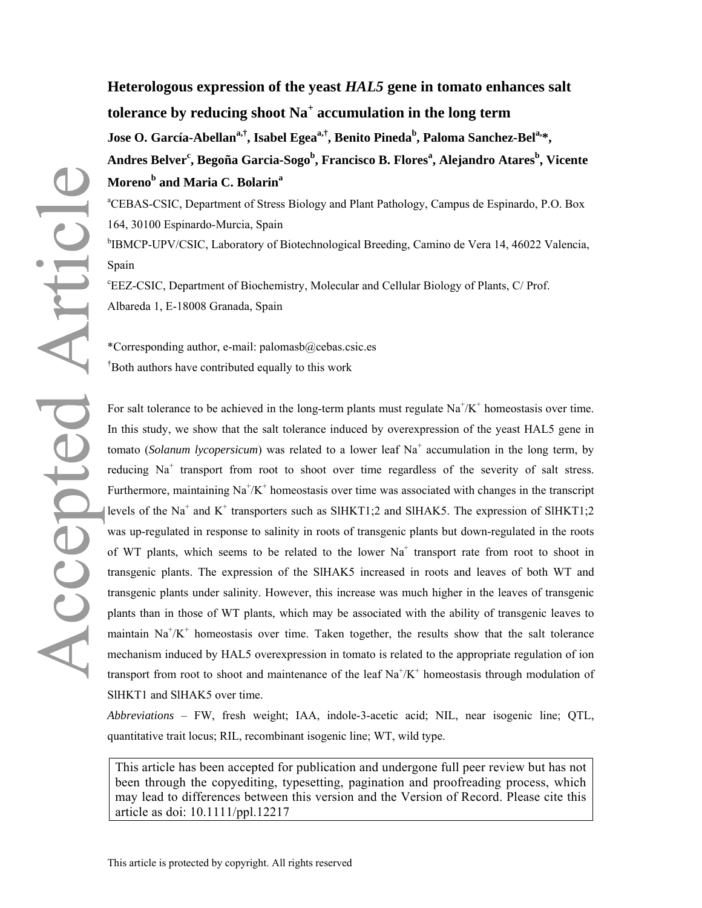# Heterologous expression of the yeast *HAL5* gene in tomato enhances salt tolerance by reducing shoot $Na^+$ accumulation in the long term

**Jose O. García-Abellan[a,†], Isabel Egea[a,†], Benito Pineda[b], Paloma Sanchez-Bel[a,*], Andres Belver[c], Begoña Garcia-Sogo[b], Francisco B. Flores[a], Alejandro Atares[b], Vicente Moreno[b] and Maria C. Bolarin[a]**

[a]CEBAS-CSIC, Department of Stress Biology and Plant Pathology, Campus de Espinardo, P.O. Box 164, 30100 Espinardo-Murcia, Spain

[b]IBMCP-UPV/CSIC, Laboratory of Biotechnological Breeding, Camino de Vera 14, 46022 Valencia, Spain

[c]EEZ-CSIC, Department of Biochemistry, Molecular and Cellular Biology of Plants, C/ Prof. Albareda 1, E-18008 Granada, Spain

*Corresponding author, e-mail: palomasb@cebas.csic.es

[†]Both authors have contributed equally to this work

For salt tolerance to be achieved in the long-term plants must regulate $Na^+/K^+$ homeostasis over time. In this study, we show that the salt tolerance induced by overexpression of the yeast HAL5 gene in tomato (*Solanum lycopersicum*) was related to a lower leaf $Na^+$ accumulation in the long term, by reducing $Na^+$ transport from root to shoot over time regardless of the severity of salt stress. Furthermore, maintaining $Na^+/K^+$ homeostasis over time was associated with changes in the transcript levels of the $Na^+$ and $K^+$ transporters such as SlHKT1;2 and SlHAK5. The expression of SlHKT1;2 was up-regulated in response to salinity in roots of transgenic plants but down-regulated in the roots of WT plants, which seems to be related to the lower $Na^+$ transport rate from root to shoot in transgenic plants. The expression of the SlHAK5 increased in roots and leaves of both WT and transgenic plants under salinity. However, this increase was much higher in the leaves of transgenic plants than in those of WT plants, which may be associated with the ability of transgenic leaves to maintain $Na^+/K^+$ homeostasis over time. Taken together, the results show that the salt tolerance mechanism induced by HAL5 overexpression in tomato is related to the appropriate regulation of ion transport from root to shoot and maintenance of the leaf $Na^+/K^+$ homeostasis through modulation of SlHKT1 and SlHAK5 over time.

*Abbreviations* – FW, fresh weight; IAA, indole-3-acetic acid; NIL, near isogenic line; QTL, quantitative trait locus; RIL, recombinant isogenic line; WT, wild type.

This article has been accepted for publication and undergone full peer review but has not been through the copyediting, typesetting, pagination and proofreading process, which may lead to differences between this version and the Version of Record. Please cite this article as doi: 10.1111/ppl.12217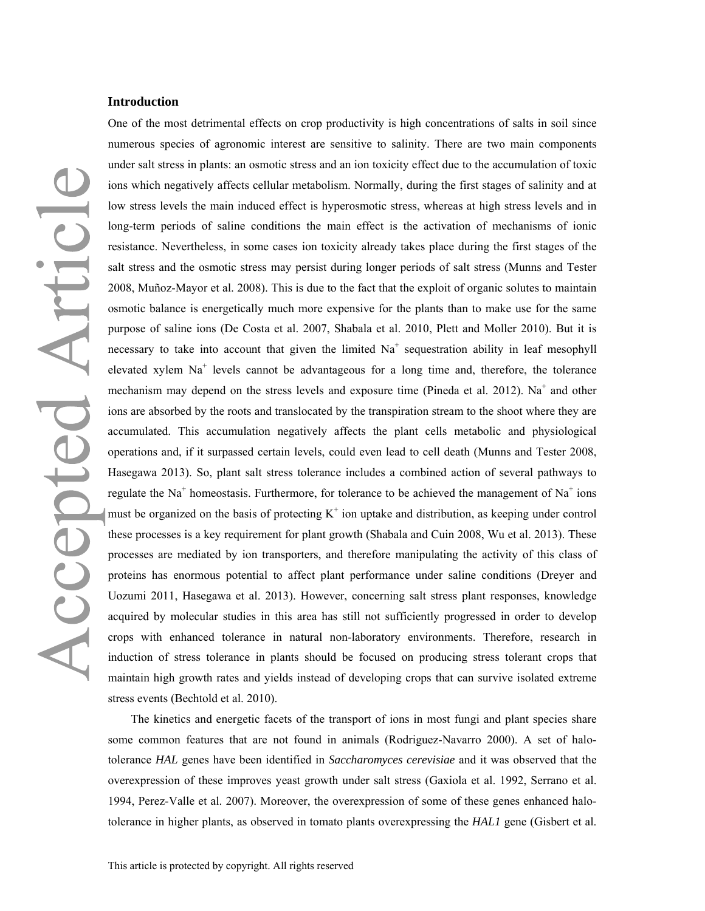## Introduction

One of the most detrimental effects on crop productivity is high concentrations of salts in soil since numerous species of agronomic interest are sensitive to salinity. There are two main components under salt stress in plants: an osmotic stress and an ion toxicity effect due to the accumulation of toxic ions which negatively affects cellular metabolism. Normally, during the first stages of salinity and at low stress levels the main induced effect is hyperosmotic stress, whereas at high stress levels and in long-term periods of saline conditions the main effect is the activation of mechanisms of ionic resistance. Nevertheless, in some cases ion toxicity already takes place during the first stages of the salt stress and the osmotic stress may persist during longer periods of salt stress (Munns and Tester 2008, Muñoz-Mayor et al. 2008). This is due to the fact that the exploit of organic solutes to maintain osmotic balance is energetically much more expensive for the plants than to make use for the same purpose of saline ions (De Costa et al. 2007, Shabala et al. 2010, Plett and Moller 2010). But it is necessary to take into account that given the limited $Na^+$ sequestration ability in leaf mesophyll elevated xylem $Na^+$ levels cannot be advantageous for a long time and, therefore, the tolerance mechanism may depend on the stress levels and exposure time (Pineda et al. 2012). $Na^+$ and other ions are absorbed by the roots and translocated by the transpiration stream to the shoot where they are accumulated. This accumulation negatively affects the plant cells metabolic and physiological operations and, if it surpassed certain levels, could even lead to cell death (Munns and Tester 2008, Hasegawa 2013). So, plant salt stress tolerance includes a combined action of several pathways to regulate the $Na^+$ homeostasis. Furthermore, for tolerance to be achieved the management of $Na^+$ ions must be organized on the basis of protecting $K^+$ ion uptake and distribution, as keeping under control these processes is a key requirement for plant growth (Shabala and Cuin 2008, Wu et al. 2013). These processes are mediated by ion transporters, and therefore manipulating the activity of this class of proteins has enormous potential to affect plant performance under saline conditions (Dreyer and Uozumi 2011, Hasegawa et al. 2013). However, concerning salt stress plant responses, knowledge acquired by molecular studies in this area has still not sufficiently progressed in order to develop crops with enhanced tolerance in natural non-laboratory environments. Therefore, research in induction of stress tolerance in plants should be focused on producing stress tolerant crops that maintain high growth rates and yields instead of developing crops that can survive isolated extreme stress events (Bechtold et al. 2010).

The kinetics and energetic facets of the transport of ions in most fungi and plant species share some common features that are not found in animals (Rodriguez-Navarro 2000). A set of halo-tolerance *HAL* genes have been identified in *Saccharomyces cerevisiae* and it was observed that the overexpression of these improves yeast growth under salt stress (Gaxiola et al. 1992, Serrano et al. 1994, Perez-Valle et al. 2007). Moreover, the overexpression of some of these genes enhanced halo-tolerance in higher plants, as observed in tomato plants overexpressing the *HAL1* gene (Gisbert et al.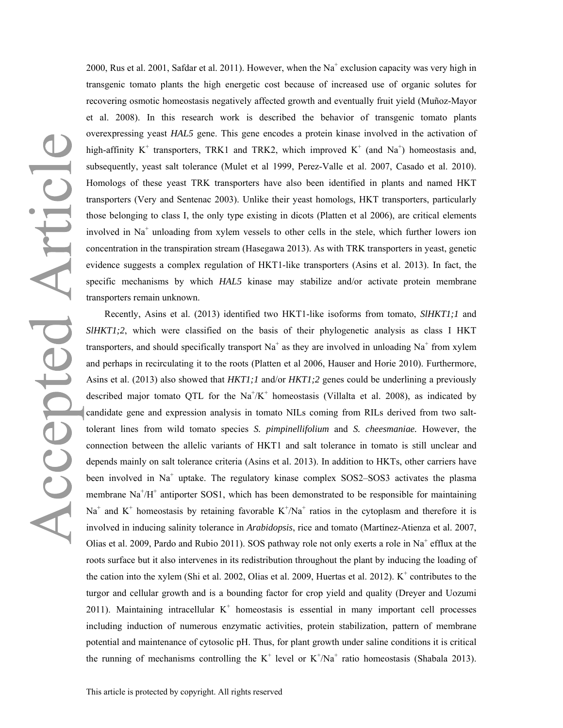2000, Rus et al. 2001, Safdar et al. 2011). However, when the $Na^+$ exclusion capacity was very high in transgenic tomato plants the high energetic cost because of increased use of organic solutes for recovering osmotic homeostasis negatively affected growth and eventually fruit yield (Muñoz-Mayor et al. 2008). In this research work is described the behavior of transgenic tomato plants overexpressing yeast *HAL5* gene. This gene encodes a protein kinase involved in the activation of high-affinity $K^+$ transporters, TRK1 and TRK2, which improved $K^+$ (and $Na^+$) homeostasis and, subsequently, yeast salt tolerance (Mulet et al 1999, Perez-Valle et al. 2007, Casado et al. 2010). Homologs of these yeast TRK transporters have also been identified in plants and named HKT transporters (Very and Sentenac 2003). Unlike their yeast homologs, HKT transporters, particularly those belonging to class I, the only type existing in dicots (Platten et al 2006), are critical elements involved in $Na^+$ unloading from xylem vessels to other cells in the stele, which further lowers ion concentration in the transpiration stream (Hasegawa 2013). As with TRK transporters in yeast, genetic evidence suggests a complex regulation of HKT1-like transporters (Asins et al. 2013). In fact, the specific mechanisms by which *HAL5* kinase may stabilize and/or activate protein membrane transporters remain unknown.

Recently, Asins et al. (2013) identified two HKT1-like isoforms from tomato, *SlHKT1;1* and *SlHKT1;2*, which were classified on the basis of their phylogenetic analysis as class I HKT transporters, and should specifically transport $Na^+$ as they are involved in unloading $Na^+$ from xylem and perhaps in recirculating it to the roots (Platten et al 2006, Hauser and Horie 2010). Furthermore, Asins et al. (2013) also showed that *HKT1;1* and/or *HKT1;2* genes could be underlining a previously described major tomato QTL for the $Na^+/K^+$ homeostasis (Villalta et al. 2008), as indicated by candidate gene and expression analysis in tomato NILs coming from RILs derived from two salt-tolerant lines from wild tomato species *S. pimpinellifolium* and *S. cheesmaniae.* However, the connection between the allelic variants of HKT1 and salt tolerance in tomato is still unclear and depends mainly on salt tolerance criteria (Asins et al. 2013). In addition to HKTs, other carriers have been involved in $Na^+$ uptake. The regulatory kinase complex SOS2–SOS3 activates the plasma membrane $Na^+/H^+$ antiporter SOS1, which has been demonstrated to be responsible for maintaining $Na^+$ and $K^+$ homeostasis by retaining favorable $K^+/Na^+$ ratios in the cytoplasm and therefore it is involved in inducing salinity tolerance in *Arabidopsis*, rice and tomato (Martínez-Atienza et al. 2007, Olias et al. 2009, Pardo and Rubio 2011). SOS pathway role not only exerts a role in $Na^+$ efflux at the roots surface but it also intervenes in its redistribution throughout the plant by inducing the loading of the cation into the xylem (Shi et al. 2002, Olias et al. 2009, Huertas et al. 2012). $K^+$ contributes to the turgor and cellular growth and is a bounding factor for crop yield and quality (Dreyer and Uozumi 2011). Maintaining intracellular $K^+$ homeostasis is essential in many important cell processes including induction of numerous enzymatic activities, protein stabilization, pattern of membrane potential and maintenance of cytosolic pH. Thus, for plant growth under saline conditions it is critical the running of mechanisms controlling the $K^+$ level or $K^+/Na^+$ ratio homeostasis (Shabala 2013).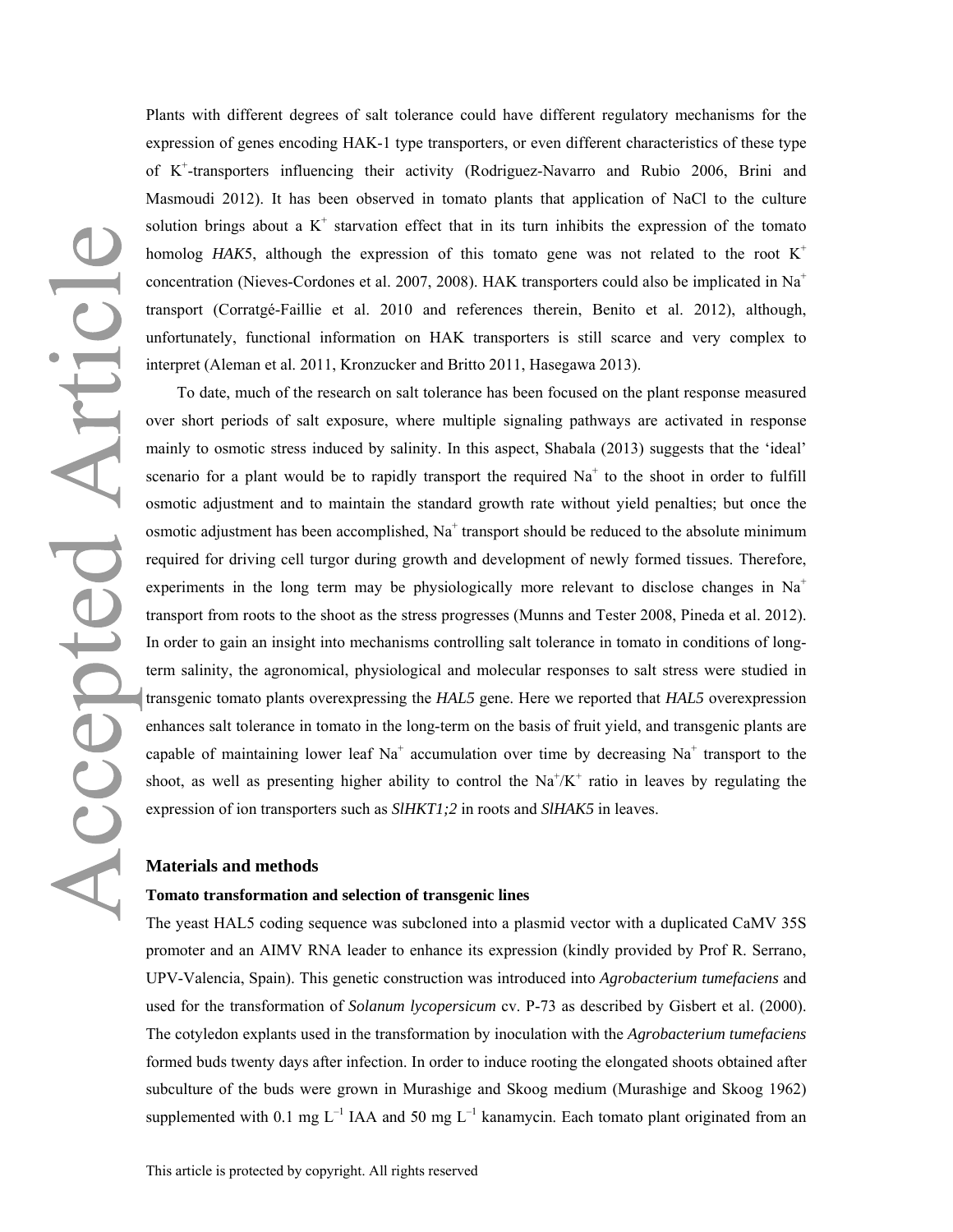Plants with different degrees of salt tolerance could have different regulatory mechanisms for the expression of genes encoding HAK-1 type transporters, or even different characteristics of these type of $K^+$-transporters influencing their activity (Rodriguez-Navarro and Rubio 2006, Brini and Masmoudi 2012). It has been observed in tomato plants that application of NaCl to the culture solution brings about a $K^+$ starvation effect that in its turn inhibits the expression of the tomato homolog *HAK5*, although the expression of this tomato gene was not related to the root $K^+$ concentration (Nieves-Cordones et al. 2007, 2008). HAK transporters could also be implicated in $Na^+$ transport (Corratgé-Faillie et al. 2010 and references therein, Benito et al. 2012), although, unfortunately, functional information on HAK transporters is still scarce and very complex to interpret (Aleman et al. 2011, Kronzucker and Britto 2011, Hasegawa 2013).

To date, much of the research on salt tolerance has been focused on the plant response measured over short periods of salt exposure, where multiple signaling pathways are activated in response mainly to osmotic stress induced by salinity. In this aspect, Shabala (2013) suggests that the 'ideal' scenario for a plant would be to rapidly transport the required $Na^+$ to the shoot in order to fulfill osmotic adjustment and to maintain the standard growth rate without yield penalties; but once the osmotic adjustment has been accomplished, $Na^+$ transport should be reduced to the absolute minimum required for driving cell turgor during growth and development of newly formed tissues. Therefore, experiments in the long term may be physiologically more relevant to disclose changes in $Na^+$ transport from roots to the shoot as the stress progresses (Munns and Tester 2008, Pineda et al. 2012). In order to gain an insight into mechanisms controlling salt tolerance in tomato in conditions of long-term salinity, the agronomical, physiological and molecular responses to salt stress were studied in transgenic tomato plants overexpressing the *HAL5* gene. Here we reported that *HAL5* overexpression enhances salt tolerance in tomato in the long-term on the basis of fruit yield, and transgenic plants are capable of maintaining lower leaf $Na^+$ accumulation over time by decreasing $Na^+$ transport to the shoot, as well as presenting higher ability to control the $Na^+/K^+$ ratio in leaves by regulating the expression of ion transporters such as *SlHKT1;2* in roots and *SlHAK5* in leaves.

## Materials and methods

### Tomato transformation and selection of transgenic lines

The yeast HAL5 coding sequence was subcloned into a plasmid vector with a duplicated CaMV 35S promoter and an AIMV RNA leader to enhance its expression (kindly provided by Prof R. Serrano, UPV-Valencia, Spain). This genetic construction was introduced into *Agrobacterium tumefaciens* and used for the transformation of *Solanum lycopersicum* cv. P-73 as described by Gisbert et al. (2000). The cotyledon explants used in the transformation by inoculation with the *Agrobacterium tumefaciens* formed buds twenty days after infection. In order to induce rooting the elongated shoots obtained after subculture of the buds were grown in Murashige and Skoog medium (Murashige and Skoog 1962) supplemented with 0.1 mg $L^{-1}$ IAA and 50 mg $L^{-1}$ kanamycin. Each tomato plant originated from an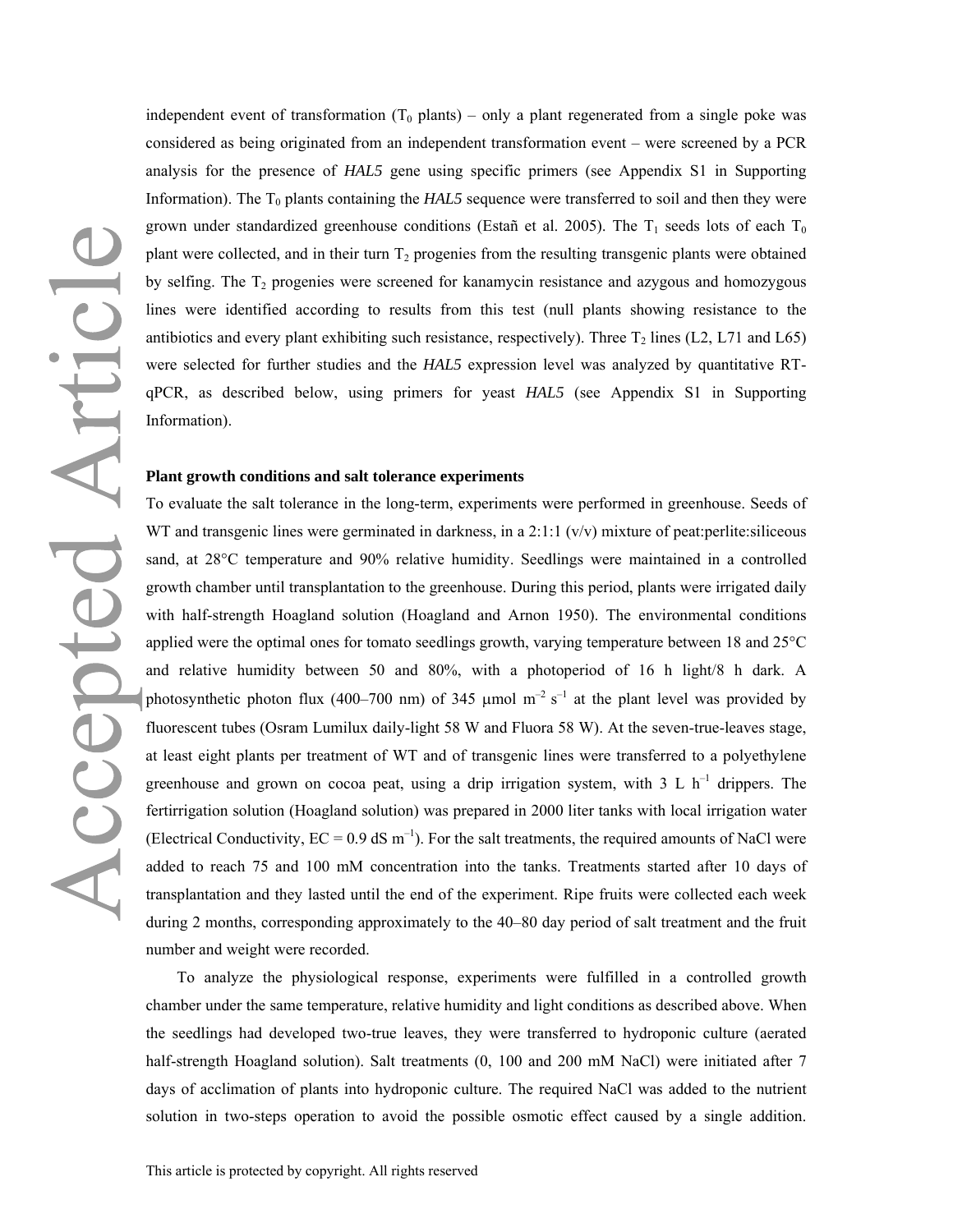independent event of transformation ($T_0$ plants) – only a plant regenerated from a single poke was considered as being originated from an independent transformation event – were screened by a PCR analysis for the presence of *HAL5* gene using specific primers (see Appendix S1 in Supporting Information). The $T_0$ plants containing the *HAL5* sequence were transferred to soil and then they were grown under standardized greenhouse conditions (Estañ et al. 2005). The $T_1$ seeds lots of each $T_0$ plant were collected, and in their turn $T_2$ progenies from the resulting transgenic plants were obtained by selfing. The $T_2$ progenies were screened for kanamycin resistance and azygous and homozygous lines were identified according to results from this test (null plants showing resistance to the antibiotics and every plant exhibiting such resistance, respectively). Three $T_2$ lines (L2, L71 and L65) were selected for further studies and the *HAL5* expression level was analyzed by quantitative RT-qPCR, as described below, using primers for yeast *HAL5* (see Appendix S1 in Supporting Information).

**Plant growth conditions and salt tolerance experiments**

To evaluate the salt tolerance in the long-term, experiments were performed in greenhouse. Seeds of WT and transgenic lines were germinated in darkness, in a 2:1:1 (v/v) mixture of peat:perlite:siliceous sand, at 28°C temperature and 90% relative humidity. Seedlings were maintained in a controlled growth chamber until transplantation to the greenhouse. During this period, plants were irrigated daily with half-strength Hoagland solution (Hoagland and Arnon 1950). The environmental conditions applied were the optimal ones for tomato seedlings growth, varying temperature between 18 and 25°C and relative humidity between 50 and 80%, with a photoperiod of 16 h light/8 h dark. A photosynthetic photon flux (400–700 nm) of 345 μmol $m^{-2}$ $s^{-1}$ at the plant level was provided by fluorescent tubes (Osram Lumilux daily-light 58 W and Fluora 58 W). At the seven-true-leaves stage, at least eight plants per treatment of WT and of transgenic lines were transferred to a polyethylene greenhouse and grown on cocoa peat, using a drip irrigation system, with 3 L $h^{-1}$ drippers. The fertirrigation solution (Hoagland solution) was prepared in 2000 liter tanks with local irrigation water (Electrical Conductivity, EC = 0.9 dS $m^{-1}$). For the salt treatments, the required amounts of NaCl were added to reach 75 and 100 mM concentration into the tanks. Treatments started after 10 days of transplantation and they lasted until the end of the experiment. Ripe fruits were collected each week during 2 months, corresponding approximately to the 40–80 day period of salt treatment and the fruit number and weight were recorded.

To analyze the physiological response, experiments were fulfilled in a controlled growth chamber under the same temperature, relative humidity and light conditions as described above. When the seedlings had developed two-true leaves, they were transferred to hydroponic culture (aerated half-strength Hoagland solution). Salt treatments (0, 100 and 200 mM NaCl) were initiated after 7 days of acclimation of plants into hydroponic culture. The required NaCl was added to the nutrient solution in two-steps operation to avoid the possible osmotic effect caused by a single addition.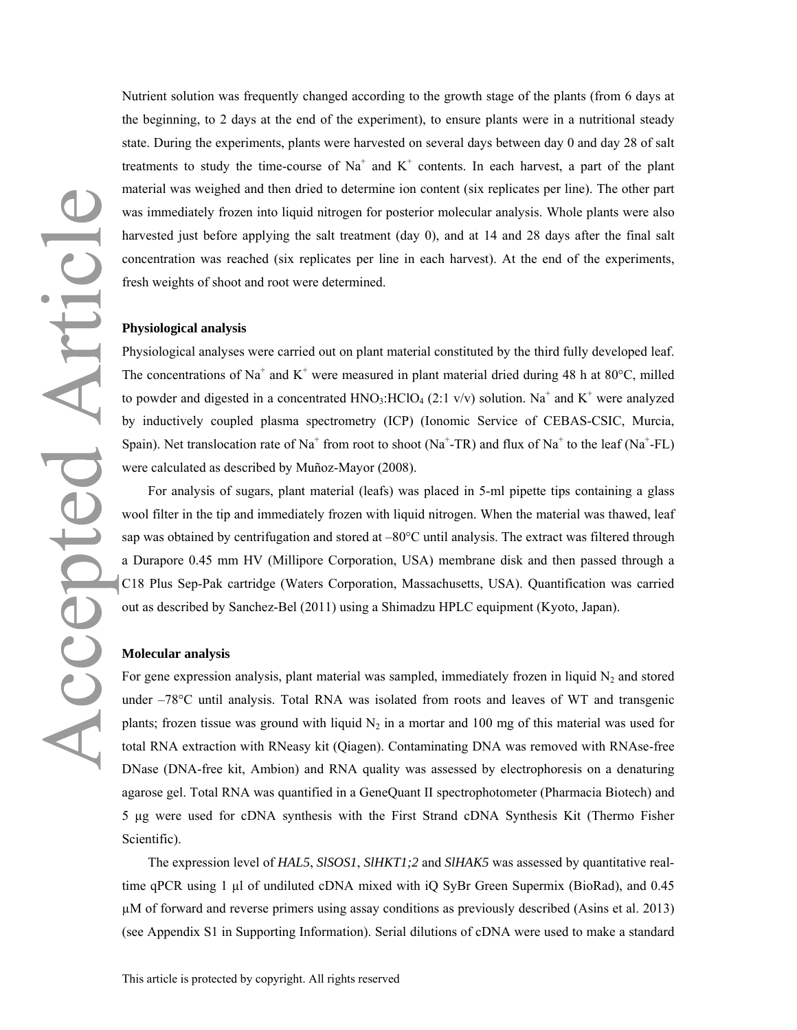Nutrient solution was frequently changed according to the growth stage of the plants (from 6 days at the beginning, to 2 days at the end of the experiment), to ensure plants were in a nutritional steady state. During the experiments, plants were harvested on several days between day 0 and day 28 of salt treatments to study the time-course of $Na^+$ and $K^+$ contents. In each harvest, a part of the plant material was weighed and then dried to determine ion content (six replicates per line). The other part was immediately frozen into liquid nitrogen for posterior molecular analysis. Whole plants were also harvested just before applying the salt treatment (day 0), and at 14 and 28 days after the final salt concentration was reached (six replicates per line in each harvest). At the end of the experiments, fresh weights of shoot and root were determined.

### Physiological analysis

Physiological analyses were carried out on plant material constituted by the third fully developed leaf. The concentrations of $Na^+$ and $K^+$ were measured in plant material dried during 48 h at 80°C, milled to powder and digested in a concentrated $HNO_3$:$HClO_4$ (2:1 v/v) solution. $Na^+$ and $K^+$ were analyzed by inductively coupled plasma spectrometry (ICP) (Ionomic Service of CEBAS-CSIC, Murcia, Spain). Net translocation rate of $Na^+$ from root to shoot ($Na^+$-TR) and flux of $Na^+$ to the leaf ($Na^+$-FL) were calculated as described by Muñoz-Mayor (2008).

For analysis of sugars, plant material (leafs) was placed in 5-ml pipette tips containing a glass wool filter in the tip and immediately frozen with liquid nitrogen. When the material was thawed, leaf sap was obtained by centrifugation and stored at –80°C until analysis. The extract was filtered through a Durapore 0.45 mm HV (Millipore Corporation, USA) membrane disk and then passed through a C18 Plus Sep-Pak cartridge (Waters Corporation, Massachusetts, USA). Quantification was carried out as described by Sanchez-Bel (2011) using a Shimadzu HPLC equipment (Kyoto, Japan).

### Molecular analysis

For gene expression analysis, plant material was sampled, immediately frozen in liquid $N_2$ and stored under –78°C until analysis. Total RNA was isolated from roots and leaves of WT and transgenic plants; frozen tissue was ground with liquid $N_2$ in a mortar and 100 mg of this material was used for total RNA extraction with RNeasy kit (Qiagen). Contaminating DNA was removed with RNAse-free DNase (DNA-free kit, Ambion) and RNA quality was assessed by electrophoresis on a denaturing agarose gel. Total RNA was quantified in a GeneQuant II spectrophotometer (Pharmacia Biotech) and 5 µg were used for cDNA synthesis with the First Strand cDNA Synthesis Kit (Thermo Fisher Scientific).

The expression level of *HAL5*, *SlSOS1*, *SlHKT1;2* and *SlHAK5* was assessed by quantitative real-time qPCR using 1 µl of undiluted cDNA mixed with iQ SyBr Green Supermix (BioRad), and 0.45 µM of forward and reverse primers using assay conditions as previously described (Asins et al. 2013) (see Appendix S1 in Supporting Information). Serial dilutions of cDNA were used to make a standard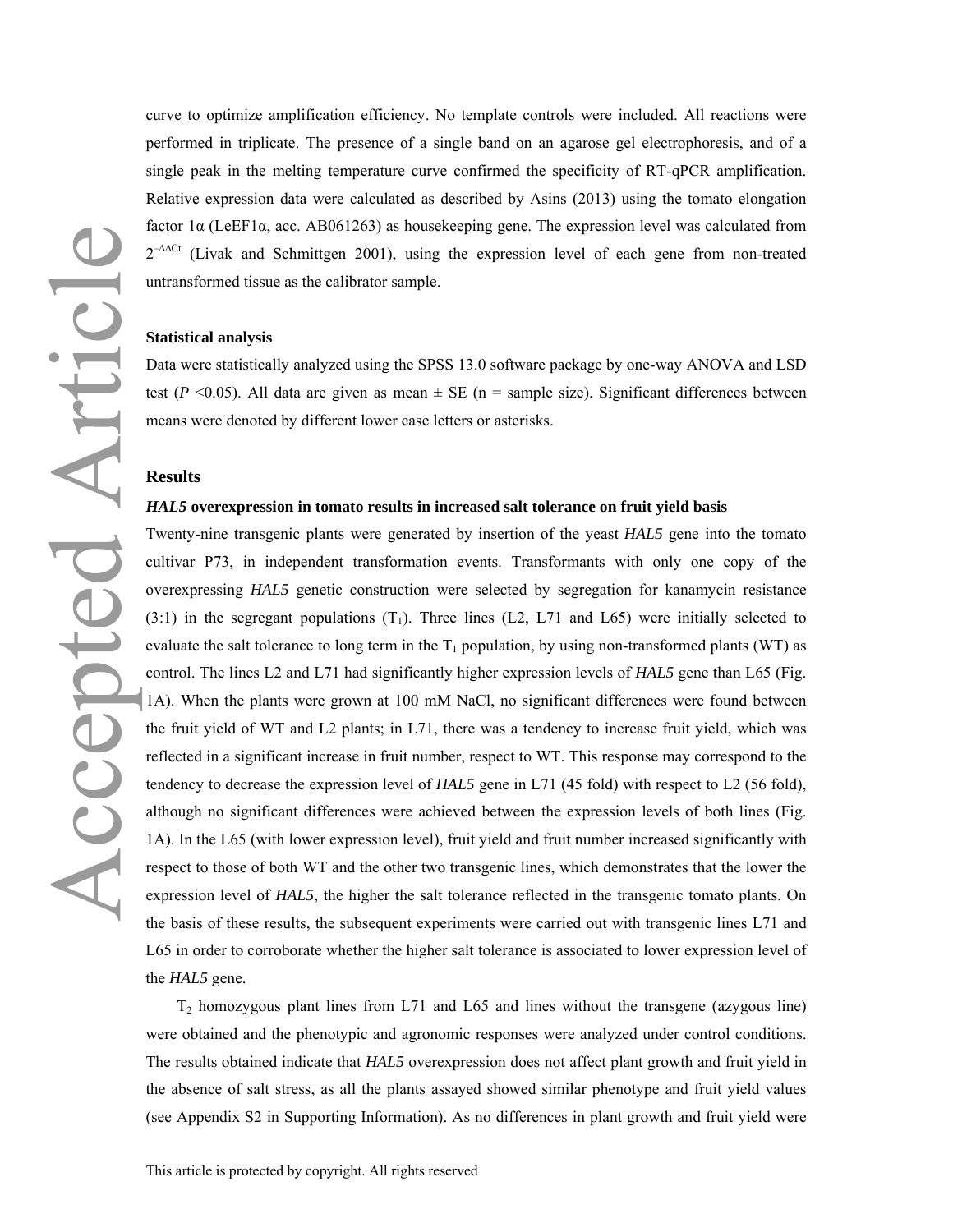curve to optimize amplification efficiency. No template controls were included. All reactions were performed in triplicate. The presence of a single band on an agarose gel electrophoresis, and of a single peak in the melting temperature curve confirmed the specificity of RT-qPCR amplification. Relative expression data were calculated as described by Asins (2013) using the tomato elongation factor 1α (LeEF1α, acc. AB061263) as housekeeping gene. The expression level was calculated from $2^{-\Delta\Delta Ct}$ (Livak and Schmittgen 2001), using the expression level of each gene from non-treated untransformed tissue as the calibrator sample.

**Statistical analysis**

Data were statistically analyzed using the SPSS 13.0 software package by one-way ANOVA and LSD test ($P$ <0.05). All data are given as mean ± SE (n = sample size). Significant differences between means were denoted by different lower case letters or asterisks.

## Results

### *HAL5* overexpression in tomato results in increased salt tolerance on fruit yield basis

Twenty-nine transgenic plants were generated by insertion of the yeast *HAL5* gene into the tomato cultivar P73, in independent transformation events. Transformants with only one copy of the overexpressing *HAL5* genetic construction were selected by segregation for kanamycin resistance (3:1) in the segregant populations ($T_1$). Three lines (L2, L71 and L65) were initially selected to evaluate the salt tolerance to long term in the $T_1$ population, by using non-transformed plants (WT) as control. The lines L2 and L71 had significantly higher expression levels of *HAL5* gene than L65 (Fig. 1A). When the plants were grown at 100 mM NaCl, no significant differences were found between the fruit yield of WT and L2 plants; in L71, there was a tendency to increase fruit yield, which was reflected in a significant increase in fruit number, respect to WT. This response may correspond to the tendency to decrease the expression level of *HAL5* gene in L71 (45 fold) with respect to L2 (56 fold), although no significant differences were achieved between the expression levels of both lines (Fig. 1A). In the L65 (with lower expression level), fruit yield and fruit number increased significantly with respect to those of both WT and the other two transgenic lines, which demonstrates that the lower the expression level of *HAL5*, the higher the salt tolerance reflected in the transgenic tomato plants. On the basis of these results, the subsequent experiments were carried out with transgenic lines L71 and L65 in order to corroborate whether the higher salt tolerance is associated to lower expression level of the *HAL5* gene.

$T_2$ homozygous plant lines from L71 and L65 and lines without the transgene (azygous line) were obtained and the phenotypic and agronomic responses were analyzed under control conditions. The results obtained indicate that *HAL5* overexpression does not affect plant growth and fruit yield in the absence of salt stress, as all the plants assayed showed similar phenotype and fruit yield values (see Appendix S2 in Supporting Information). As no differences in plant growth and fruit yield were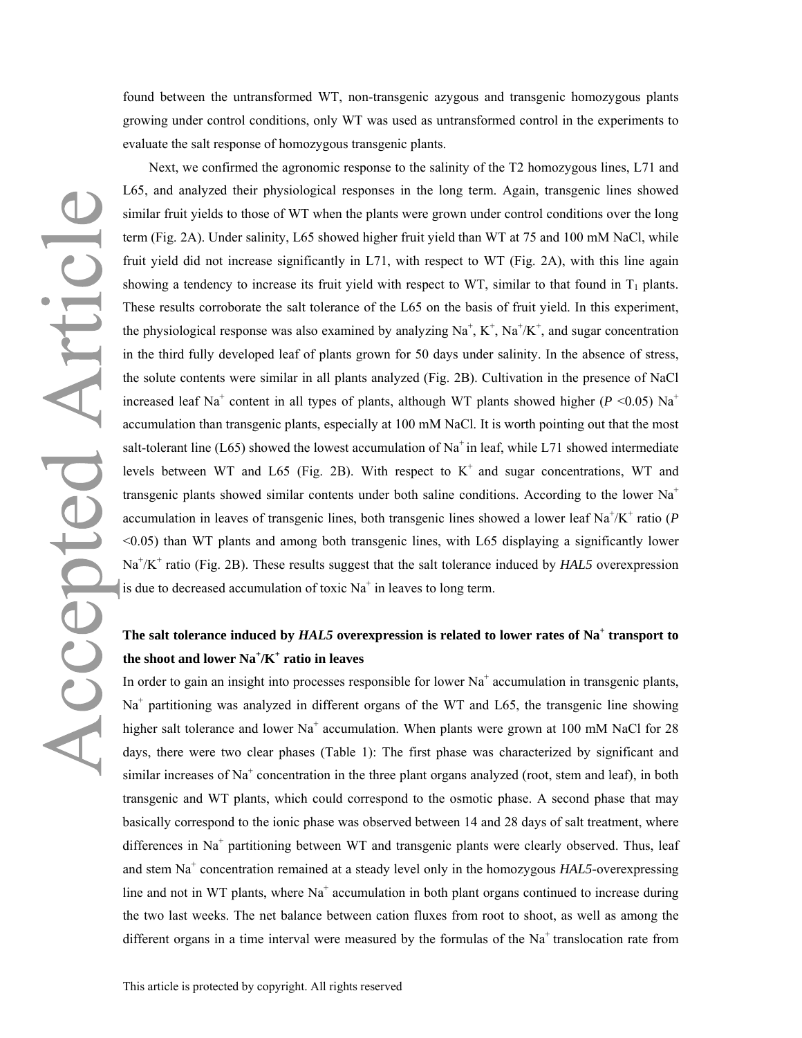found between the untransformed WT, non-transgenic azygous and transgenic homozygous plants growing under control conditions, only WT was used as untransformed control in the experiments to evaluate the salt response of homozygous transgenic plants.

Next, we confirmed the agronomic response to the salinity of the T2 homozygous lines, L71 and L65, and analyzed their physiological responses in the long term. Again, transgenic lines showed similar fruit yields to those of WT when the plants were grown under control conditions over the long term (Fig. 2A). Under salinity, L65 showed higher fruit yield than WT at 75 and 100 mM NaCl, while fruit yield did not increase significantly in L71, with respect to WT (Fig. 2A), with this line again showing a tendency to increase its fruit yield with respect to WT, similar to that found in $T_1$ plants. These results corroborate the salt tolerance of the L65 on the basis of fruit yield. In this experiment, the physiological response was also examined by analyzing $Na^+$, $K^+$, $Na^+/K^+$, and sugar concentration in the third fully developed leaf of plants grown for 50 days under salinity. In the absence of stress, the solute contents were similar in all plants analyzed (Fig. 2B). Cultivation in the presence of NaCl increased leaf $Na^+$ content in all types of plants, although WT plants showed higher ($P$ <0.05) $Na^+$ accumulation than transgenic plants, especially at 100 mM NaCl. It is worth pointing out that the most salt-tolerant line (L65) showed the lowest accumulation of $Na^+$ in leaf, while L71 showed intermediate levels between WT and L65 (Fig. 2B). With respect to $K^+$ and sugar concentrations, WT and transgenic plants showed similar contents under both saline conditions. According to the lower $Na^+$ accumulation in leaves of transgenic lines, both transgenic lines showed a lower leaf $Na^+/K^+$ ratio ($P$ <0.05) than WT plants and among both transgenic lines, with L65 displaying a significantly lower $Na^+/K^+$ ratio (Fig. 2B). These results suggest that the salt tolerance induced by *HAL5* overexpression is due to decreased accumulation of toxic $Na^+$ in leaves to long term.

### The salt tolerance induced by *HAL5* overexpression is related to lower rates of $Na^+$ transport to the shoot and lower $Na^+/K^+$ ratio in leaves

In order to gain an insight into processes responsible for lower $Na^+$ accumulation in transgenic plants, $Na^+$ partitioning was analyzed in different organs of the WT and L65, the transgenic line showing higher salt tolerance and lower $Na^+$ accumulation. When plants were grown at 100 mM NaCl for 28 days, there were two clear phases (Table 1): The first phase was characterized by significant and similar increases of $Na^+$ concentration in the three plant organs analyzed (root, stem and leaf), in both transgenic and WT plants, which could correspond to the osmotic phase. A second phase that may basically correspond to the ionic phase was observed between 14 and 28 days of salt treatment, where differences in $Na^+$ partitioning between WT and transgenic plants were clearly observed. Thus, leaf and stem $Na^+$ concentration remained at a steady level only in the homozygous *HAL5*-overexpressing line and not in WT plants, where $Na^+$ accumulation in both plant organs continued to increase during the two last weeks. The net balance between cation fluxes from root to shoot, as well as among the different organs in a time interval were measured by the formulas of the $Na^+$ translocation rate from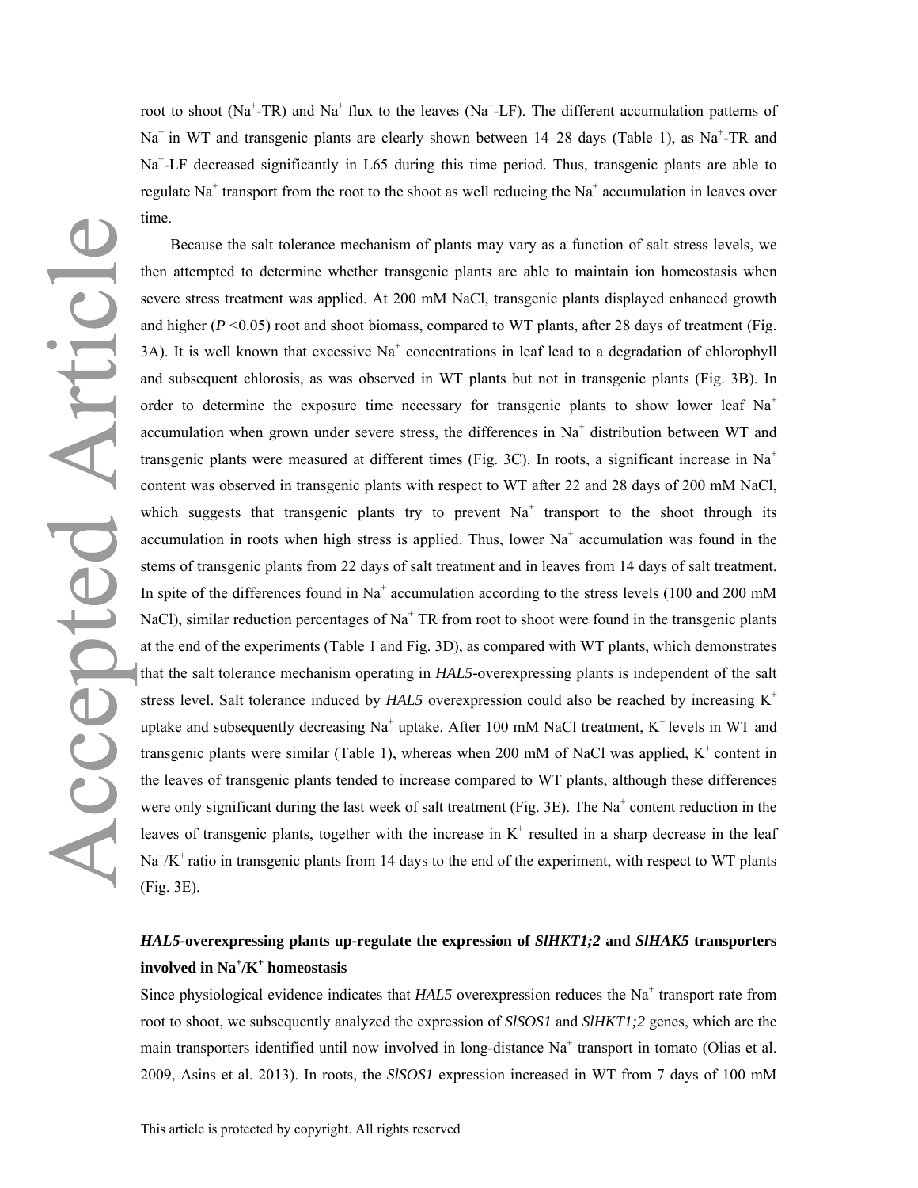root to shoot ($Na^+$-TR) and $Na^+$ flux to the leaves ($Na^+$-LF). The different accumulation patterns of $Na^+$ in WT and transgenic plants are clearly shown between 14–28 days (Table 1), as $Na^+$-TR and $Na^+$-LF decreased significantly in L65 during this time period. Thus, transgenic plants are able to regulate $Na^+$ transport from the root to the shoot as well reducing the $Na^+$ accumulation in leaves over time.

Because the salt tolerance mechanism of plants may vary as a function of salt stress levels, we then attempted to determine whether transgenic plants are able to maintain ion homeostasis when severe stress treatment was applied. At 200 mM NaCl, transgenic plants displayed enhanced growth and higher ($P$ <0.05) root and shoot biomass, compared to WT plants, after 28 days of treatment (Fig. 3A). It is well known that excessive $Na^+$ concentrations in leaf lead to a degradation of chlorophyll and subsequent chlorosis, as was observed in WT plants but not in transgenic plants (Fig. 3B). In order to determine the exposure time necessary for transgenic plants to show lower leaf $Na^+$ accumulation when grown under severe stress, the differences in $Na^+$ distribution between WT and transgenic plants were measured at different times (Fig. 3C). In roots, a significant increase in $Na^+$ content was observed in transgenic plants with respect to WT after 22 and 28 days of 200 mM NaCl, which suggests that transgenic plants try to prevent $Na^+$ transport to the shoot through its accumulation in roots when high stress is applied. Thus, lower $Na^+$ accumulation was found in the stems of transgenic plants from 22 days of salt treatment and in leaves from 14 days of salt treatment. In spite of the differences found in $Na^+$ accumulation according to the stress levels (100 and 200 mM NaCl), similar reduction percentages of $Na^+$ TR from root to shoot were found in the transgenic plants at the end of the experiments (Table 1 and Fig. 3D), as compared with WT plants, which demonstrates that the salt tolerance mechanism operating in *HAL5*-overexpressing plants is independent of the salt stress level. Salt tolerance induced by *HAL5* overexpression could also be reached by increasing $K^+$ uptake and subsequently decreasing $Na^+$ uptake. After 100 mM NaCl treatment, $K^+$ levels in WT and transgenic plants were similar (Table 1), whereas when 200 mM of NaCl was applied, $K^+$ content in the leaves of transgenic plants tended to increase compared to WT plants, although these differences were only significant during the last week of salt treatment (Fig. 3E). The $Na^+$ content reduction in the leaves of transgenic plants, together with the increase in $K^+$ resulted in a sharp decrease in the leaf $Na^+/K^+$ ratio in transgenic plants from 14 days to the end of the experiment, with respect to WT plants (Fig. 3E).

### *HAL5*-overexpressing plants up-regulate the expression of *SlHKT1;2* and *SlHAK5* transporters involved in $Na^+/K^+$ homeostasis

Since physiological evidence indicates that *HAL5* overexpression reduces the $Na^+$ transport rate from root to shoot, we subsequently analyzed the expression of *SlSOS1* and *SlHKT1;2* genes, which are the main transporters identified until now involved in long-distance $Na^+$ transport in tomato (Olias et al. 2009, Asins et al. 2013). In roots, the *SlSOS1* expression increased in WT from 7 days of 100 mM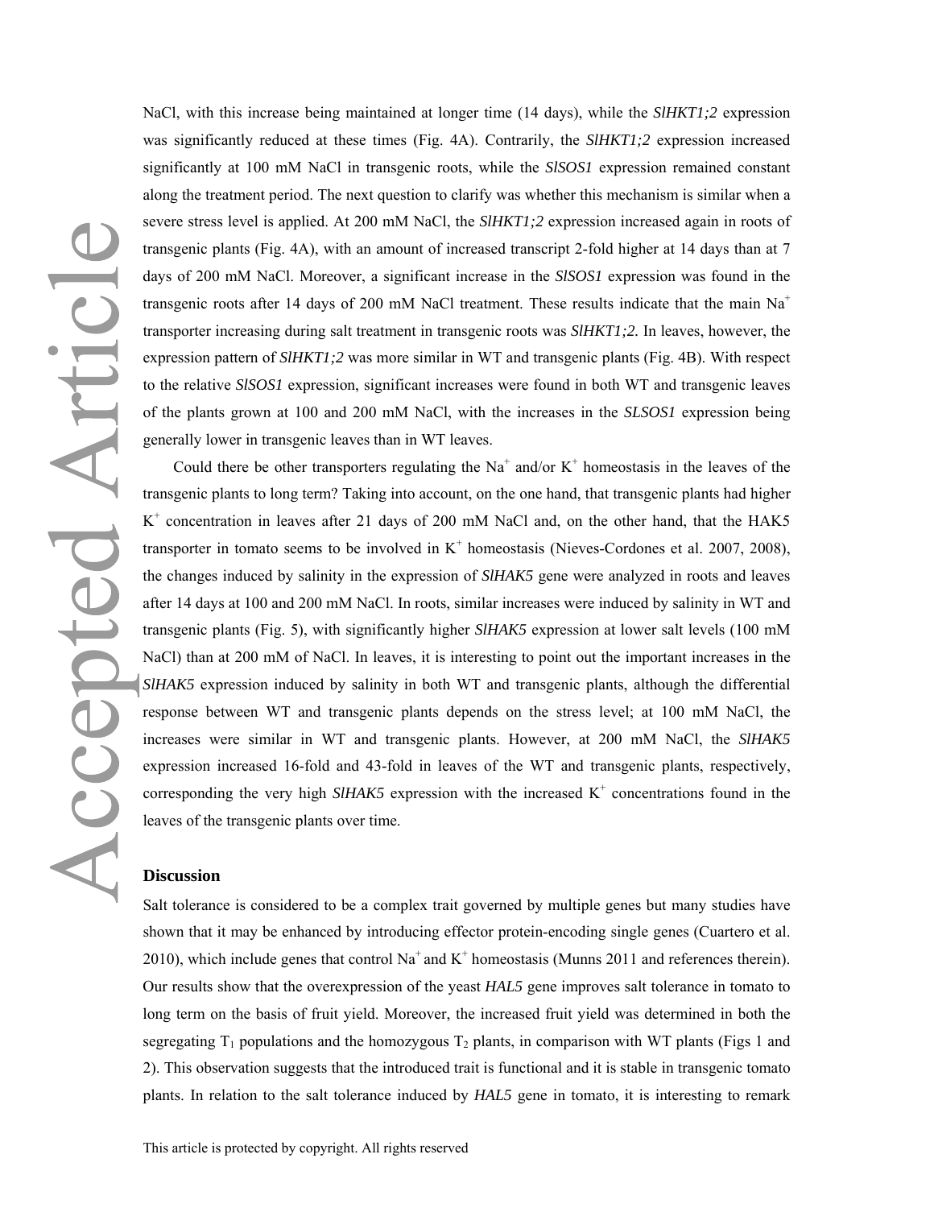NaCl, with this increase being maintained at longer time (14 days), while the *SlHKT1;2* expression was significantly reduced at these times (Fig. 4A). Contrarily, the *SlHKT1;2* expression increased significantly at 100 mM NaCl in transgenic roots, while the *SlSOS1* expression remained constant along the treatment period. The next question to clarify was whether this mechanism is similar when a severe stress level is applied. At 200 mM NaCl, the *SlHKT1;2* expression increased again in roots of transgenic plants (Fig. 4A), with an amount of increased transcript 2-fold higher at 14 days than at 7 days of 200 mM NaCl. Moreover, a significant increase in the *SlSOS1* expression was found in the transgenic roots after 14 days of 200 mM NaCl treatment. These results indicate that the main $Na^+$ transporter increasing during salt treatment in transgenic roots was *SlHKT1;2.* In leaves, however, the expression pattern of *SlHKT1;2* was more similar in WT and transgenic plants (Fig. 4B). With respect to the relative *SlSOS1* expression, significant increases were found in both WT and transgenic leaves of the plants grown at 100 and 200 mM NaCl, with the increases in the *SLSOS1* expression being generally lower in transgenic leaves than in WT leaves.

Could there be other transporters regulating the $Na^+$ and/or $K^+$ homeostasis in the leaves of the transgenic plants to long term? Taking into account, on the one hand, that transgenic plants had higher $K^+$ concentration in leaves after 21 days of 200 mM NaCl and, on the other hand, that the HAK5 transporter in tomato seems to be involved in $K^+$ homeostasis (Nieves-Cordones et al. 2007, 2008), the changes induced by salinity in the expression of *SlHAK5* gene were analyzed in roots and leaves after 14 days at 100 and 200 mM NaCl. In roots, similar increases were induced by salinity in WT and transgenic plants (Fig. 5), with significantly higher *SlHAK5* expression at lower salt levels (100 mM NaCl) than at 200 mM of NaCl. In leaves, it is interesting to point out the important increases in the *SlHAK5* expression induced by salinity in both WT and transgenic plants, although the differential response between WT and transgenic plants depends on the stress level; at 100 mM NaCl, the increases were similar in WT and transgenic plants. However, at 200 mM NaCl, the *SlHAK5* expression increased 16-fold and 43-fold in leaves of the WT and transgenic plants, respectively, corresponding the very high *SlHAK5* expression with the increased $K^+$ concentrations found in the leaves of the transgenic plants over time.

## Discussion

Salt tolerance is considered to be a complex trait governed by multiple genes but many studies have shown that it may be enhanced by introducing effector protein-encoding single genes (Cuartero et al. 2010), which include genes that control $Na^+$ and $K^+$ homeostasis (Munns 2011 and references therein). Our results show that the overexpression of the yeast *HAL5* gene improves salt tolerance in tomato to long term on the basis of fruit yield. Moreover, the increased fruit yield was determined in both the segregating $T_1$ populations and the homozygous $T_2$ plants, in comparison with WT plants (Figs 1 and 2). This observation suggests that the introduced trait is functional and it is stable in transgenic tomato plants. In relation to the salt tolerance induced by *HAL5* gene in tomato, it is interesting to remark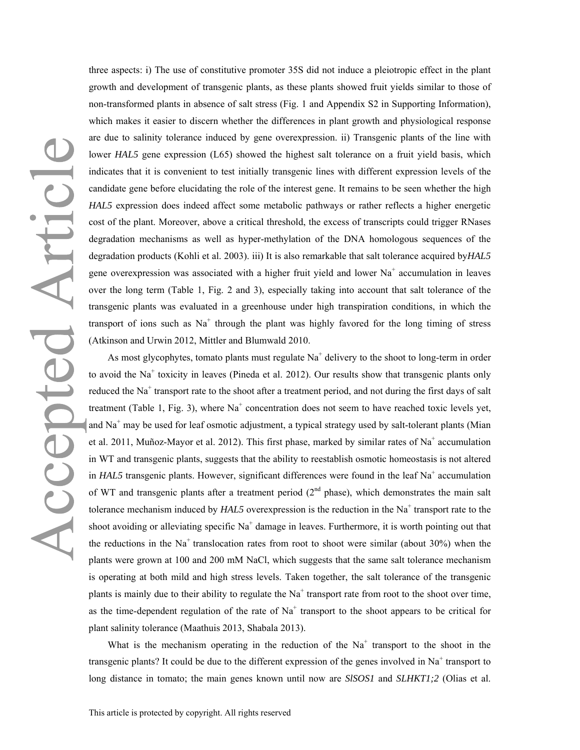three aspects: i) The use of constitutive promoter 35S did not induce a pleiotropic effect in the plant growth and development of transgenic plants, as these plants showed fruit yields similar to those of non-transformed plants in absence of salt stress (Fig. 1 and Appendix S2 in Supporting Information), which makes it easier to discern whether the differences in plant growth and physiological response are due to salinity tolerance induced by gene overexpression. ii) Transgenic plants of the line with lower *HAL5* gene expression (L65) showed the highest salt tolerance on a fruit yield basis, which indicates that it is convenient to test initially transgenic lines with different expression levels of the candidate gene before elucidating the role of the interest gene. It remains to be seen whether the high *HAL5* expression does indeed affect some metabolic pathways or rather reflects a higher energetic cost of the plant. Moreover, above a critical threshold, the excess of transcripts could trigger RNases degradation mechanisms as well as hyper-methylation of the DNA homologous sequences of the degradation products (Kohli et al. 2003). iii) It is also remarkable that salt tolerance acquired by*HAL5* gene overexpression was associated with a higher fruit yield and lower $Na^+$ accumulation in leaves over the long term (Table 1, Fig. 2 and 3), especially taking into account that salt tolerance of the transgenic plants was evaluated in a greenhouse under high transpiration conditions, in which the transport of ions such as $Na^+$ through the plant was highly favored for the long timing of stress (Atkinson and Urwin 2012, Mittler and Blumwald 2010.

As most glycophytes, tomato plants must regulate $Na^+$ delivery to the shoot to long-term in order to avoid the $Na^+$ toxicity in leaves (Pineda et al. 2012). Our results show that transgenic plants only reduced the $Na^+$ transport rate to the shoot after a treatment period, and not during the first days of salt treatment (Table 1, Fig. 3), where $Na^+$ concentration does not seem to have reached toxic levels yet, and $Na^+$ may be used for leaf osmotic adjustment, a typical strategy used by salt-tolerant plants (Mian et al. 2011, Muñoz-Mayor et al. 2012). This first phase, marked by similar rates of $Na^+$ accumulation in WT and transgenic plants, suggests that the ability to reestablish osmotic homeostasis is not altered in *HAL5* transgenic plants. However, significant differences were found in the leaf $Na^+$ accumulation of WT and transgenic plants after a treatment period (2nd phase), which demonstrates the main salt tolerance mechanism induced by *HAL5* overexpression is the reduction in the $Na^+$ transport rate to the shoot avoiding or alleviating specific $Na^+$ damage in leaves. Furthermore, it is worth pointing out that the reductions in the $Na^+$ translocation rates from root to shoot were similar (about 30%) when the plants were grown at 100 and 200 mM NaCl, which suggests that the same salt tolerance mechanism is operating at both mild and high stress levels. Taken together, the salt tolerance of the transgenic plants is mainly due to their ability to regulate the $Na^+$ transport rate from root to the shoot over time, as the time-dependent regulation of the rate of $Na^+$ transport to the shoot appears to be critical for plant salinity tolerance (Maathuis 2013, Shabala 2013).

What is the mechanism operating in the reduction of the $Na^+$ transport to the shoot in the transgenic plants? It could be due to the different expression of the genes involved in $Na^+$ transport to long distance in tomato; the main genes known until now are *SlSOS1* and *SLHKT1;2* (Olias et al.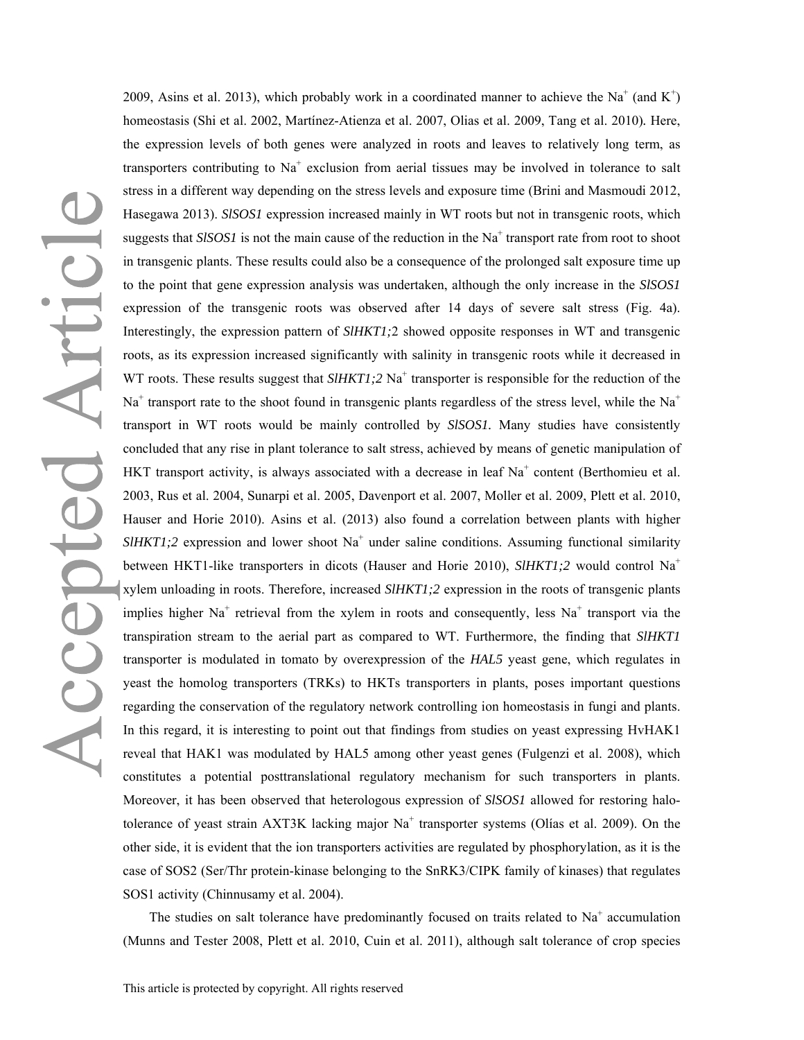2009, Asins et al. 2013), which probably work in a coordinated manner to achieve the $Na^+$ (and $K^+$) homeostasis (Shi et al. 2002, Martínez-Atienza et al. 2007, Olias et al. 2009, Tang et al. 2010). Here, the expression levels of both genes were analyzed in roots and leaves to relatively long term, as transporters contributing to $Na^+$ exclusion from aerial tissues may be involved in tolerance to salt stress in a different way depending on the stress levels and exposure time (Brini and Masmoudi 2012, Hasegawa 2013). *SlSOS1* expression increased mainly in WT roots but not in transgenic roots, which suggests that *SlSOS1* is not the main cause of the reduction in the $Na^+$ transport rate from root to shoot in transgenic plants. These results could also be a consequence of the prolonged salt exposure time up to the point that gene expression analysis was undertaken, although the only increase in the *SlSOS1* expression of the transgenic roots was observed after 14 days of severe salt stress (Fig. 4a). Interestingly, the expression pattern of *SlHKT1;2* showed opposite responses in WT and transgenic roots, as its expression increased significantly with salinity in transgenic roots while it decreased in WT roots. These results suggest that *SlHKT1;2* $Na^+$ transporter is responsible for the reduction of the $Na^+$ transport rate to the shoot found in transgenic plants regardless of the stress level, while the $Na^+$ transport in WT roots would be mainly controlled by *SlSOS1*. Many studies have consistently concluded that any rise in plant tolerance to salt stress, achieved by means of genetic manipulation of HKT transport activity, is always associated with a decrease in leaf $Na^+$ content (Berthomieu et al. 2003, Rus et al. 2004, Sunarpi et al. 2005, Davenport et al. 2007, Moller et al. 2009, Plett et al. 2010, Hauser and Horie 2010). Asins et al. (2013) also found a correlation between plants with higher *SlHKT1;2* expression and lower shoot $Na^+$ under saline conditions. Assuming functional similarity between HKT1-like transporters in dicots (Hauser and Horie 2010), *SlHKT1;2* would control $Na^+$ xylem unloading in roots. Therefore, increased *SlHKT1;2* expression in the roots of transgenic plants implies higher $Na^+$ retrieval from the xylem in roots and consequently, less $Na^+$ transport via the transpiration stream to the aerial part as compared to WT. Furthermore, the finding that *SlHKT1* transporter is modulated in tomato by overexpression of the *HAL5* yeast gene, which regulates in yeast the homolog transporters (TRKs) to HKTs transporters in plants, poses important questions regarding the conservation of the regulatory network controlling ion homeostasis in fungi and plants. In this regard, it is interesting to point out that findings from studies on yeast expressing HvHAK1 reveal that HAK1 was modulated by HAL5 among other yeast genes (Fulgenzi et al. 2008), which constitutes a potential posttranslational regulatory mechanism for such transporters in plants. Moreover, it has been observed that heterologous expression of *SlSOS1* allowed for restoring halo-tolerance of yeast strain AXT3K lacking major $Na^+$ transporter systems (Olías et al. 2009). On the other side, it is evident that the ion transporters activities are regulated by phosphorylation, as it is the case of SOS2 (Ser/Thr protein-kinase belonging to the SnRK3/CIPK family of kinases) that regulates SOS1 activity (Chinnusamy et al. 2004).

The studies on salt tolerance have predominantly focused on traits related to $Na^+$ accumulation (Munns and Tester 2008, Plett et al. 2010, Cuin et al. 2011), although salt tolerance of crop species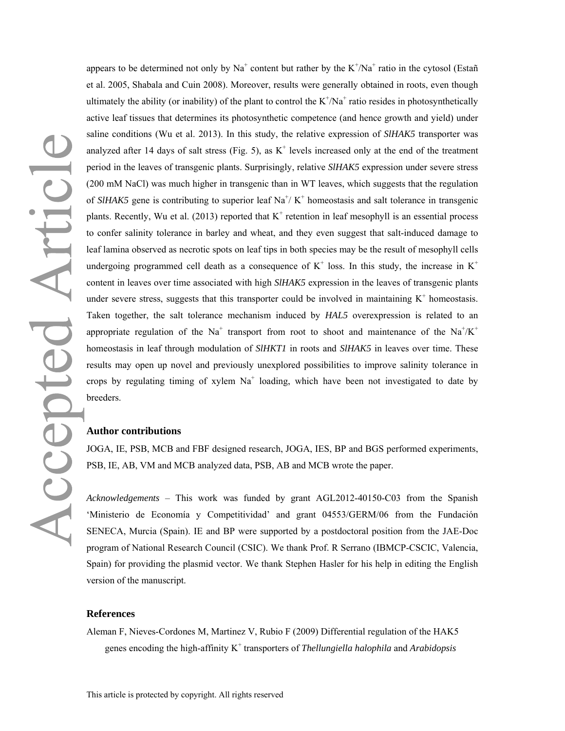appears to be determined not only by $Na^+$ content but rather by the $K^+/Na^+$ ratio in the cytosol (Estañ et al. 2005, Shabala and Cuin 2008). Moreover, results were generally obtained in roots, even though ultimately the ability (or inability) of the plant to control the $K^+/Na^+$ ratio resides in photosynthetically active leaf tissues that determines its photosynthetic competence (and hence growth and yield) under saline conditions (Wu et al. 2013). In this study, the relative expression of *SlHAK5* transporter was analyzed after 14 days of salt stress (Fig. 5), as $K^+$ levels increased only at the end of the treatment period in the leaves of transgenic plants. Surprisingly, relative *SlHAK5* expression under severe stress (200 mM NaCl) was much higher in transgenic than in WT leaves, which suggests that the regulation of *SlHAK5* gene is contributing to superior leaf $Na^+/K^+$ homeostasis and salt tolerance in transgenic plants. Recently, Wu et al. (2013) reported that $K^+$ retention in leaf mesophyll is an essential process to confer salinity tolerance in barley and wheat, and they even suggest that salt-induced damage to leaf lamina observed as necrotic spots on leaf tips in both species may be the result of mesophyll cells undergoing programmed cell death as a consequence of $K^+$ loss. In this study, the increase in $K^+$ content in leaves over time associated with high *SlHAK5* expression in the leaves of transgenic plants under severe stress, suggests that this transporter could be involved in maintaining $K^+$ homeostasis. Taken together, the salt tolerance mechanism induced by *HAL5* overexpression is related to an appropriate regulation of the $Na^+$ transport from root to shoot and maintenance of the $Na^+/K^+$ homeostasis in leaf through modulation of *SlHKT1* in roots and *SlHAK5* in leaves over time. These results may open up novel and previously unexplored possibilities to improve salinity tolerance in crops by regulating timing of xylem $Na^+$ loading, which have been not investigated to date by breeders.

## Author contributions

JOGA, IE, PSB, MCB and FBF designed research, JOGA, IES, BP and BGS performed experiments, PSB, IE, AB, VM and MCB analyzed data, PSB, AB and MCB wrote the paper.

*Acknowledgements* – This work was funded by grant AGL2012-40150-C03 from the Spanish 'Ministerio de Economía y Competitividad' and grant 04553/GERM/06 from the Fundación SENECA, Murcia (Spain). IE and BP were supported by a postdoctoral position from the JAE-Doc program of National Research Council (CSIC). We thank Prof. R Serrano (IBMCP-CSCIC, Valencia, Spain) for providing the plasmid vector. We thank Stephen Hasler for his help in editing the English version of the manuscript.

## References

Aleman F, Nieves-Cordones M, Martinez V, Rubio F (2009) Differential regulation of the HAK5 genes encoding the high-affinity $K^+$ transporters of *Thellungiella halophila* and *Arabidopsis*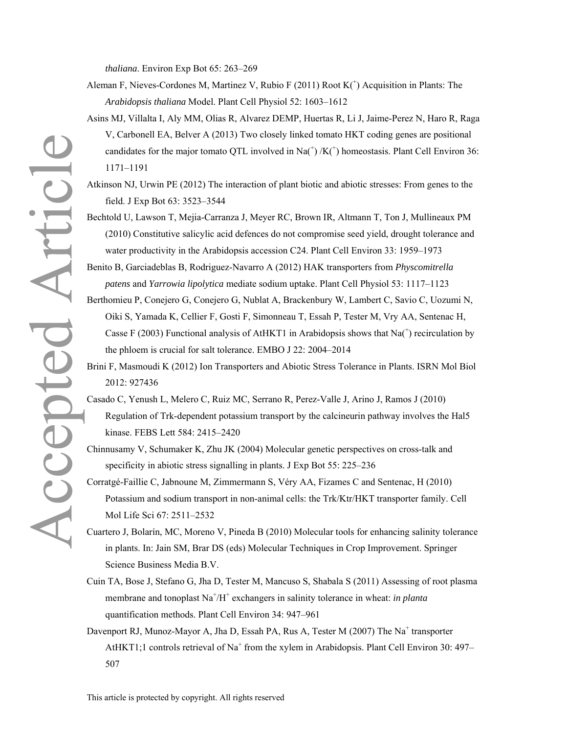*thaliana*. Environ Exp Bot 65: 263–269

Aleman F, Nieves-Cordones M, Martinez V, Rubio F (2011) Root $K^{(+)}$ Acquisition in Plants: The *Arabidopsis thaliana* Model. Plant Cell Physiol 52: 1603–1612

Asins MJ, Villalta I, Aly MM, Olias R, Alvarez DEMP, Huertas R, Li J, Jaime-Perez N, Haro R, Raga V, Carbonell EA, Belver A (2013) Two closely linked tomato HKT coding genes are positional candidates for the major tomato QTL involved in $Na^{(+)}$ /$K^{(+)}$ homeostasis. Plant Cell Environ 36: 1171–1191

Atkinson NJ, Urwin PE (2012) The interaction of plant biotic and abiotic stresses: From genes to the field. J Exp Bot 63: 3523–3544

Bechtold U, Lawson T, Mejia-Carranza J, Meyer RC, Brown IR, Altmann T, Ton J, Mullineaux PM (2010) Constitutive salicylic acid defences do not compromise seed yield, drought tolerance and water productivity in the Arabidopsis accession C24. Plant Cell Environ 33: 1959–1973

Benito B, Garciadeblas B, Rodriguez-Navarro A (2012) HAK transporters from *Physcomitrella patens* and *Yarrowia lipolytica* mediate sodium uptake. Plant Cell Physiol 53: 1117–1123

Berthomieu P, Conejero G, Conejero G, Nublat A, Brackenbury W, Lambert C, Savio C, Uozumi N, Oiki S, Yamada K, Cellier F, Gosti F, Simonneau T, Essah P, Tester M, Vry AA, Sentenac H, Casse F (2003) Functional analysis of AtHKT1 in Arabidopsis shows that $Na^{(+)}$ recirculation by the phloem is crucial for salt tolerance. EMBO J 22: 2004–2014

Brini F, Masmoudi K (2012) Ion Transporters and Abiotic Stress Tolerance in Plants. ISRN Mol Biol 2012: 927436

Casado C, Yenush L, Melero C, Ruiz MC, Serrano R, Perez-Valle J, Arino J, Ramos J (2010) Regulation of Trk-dependent potassium transport by the calcineurin pathway involves the Hal5 kinase. FEBS Lett 584: 2415–2420

Chinnusamy V, Schumaker K, Zhu JK (2004) Molecular genetic perspectives on cross-talk and specificity in abiotic stress signalling in plants. J Exp Bot 55: 225–236

Corratgé-Faillie C, Jabnoune M, Zimmermann S, Véry AA, Fizames C and Sentenac, H (2010) Potassium and sodium transport in non-animal cells: the Trk/Ktr/HKT transporter family. Cell Mol Life Sci 67: 2511–2532

Cuartero J, Bolarín, MC, Moreno V, Pineda B (2010) Molecular tools for enhancing salinity tolerance in plants. In: Jain SM, Brar DS (eds) Molecular Techniques in Crop Improvement. Springer Science Business Media B.V.

Cuin TA, Bose J, Stefano G, Jha D, Tester M, Mancuso S, Shabala S (2011) Assessing of root plasma membrane and tonoplast $Na^+$/$H^+$ exchangers in salinity tolerance in wheat: *in planta* quantification methods. Plant Cell Environ 34: 947–961

Davenport RJ, Munoz-Mayor A, Jha D, Essah PA, Rus A, Tester M (2007) The $Na^+$ transporter AtHKT1;1 controls retrieval of $Na^+$ from the xylem in Arabidopsis. Plant Cell Environ 30: 497–507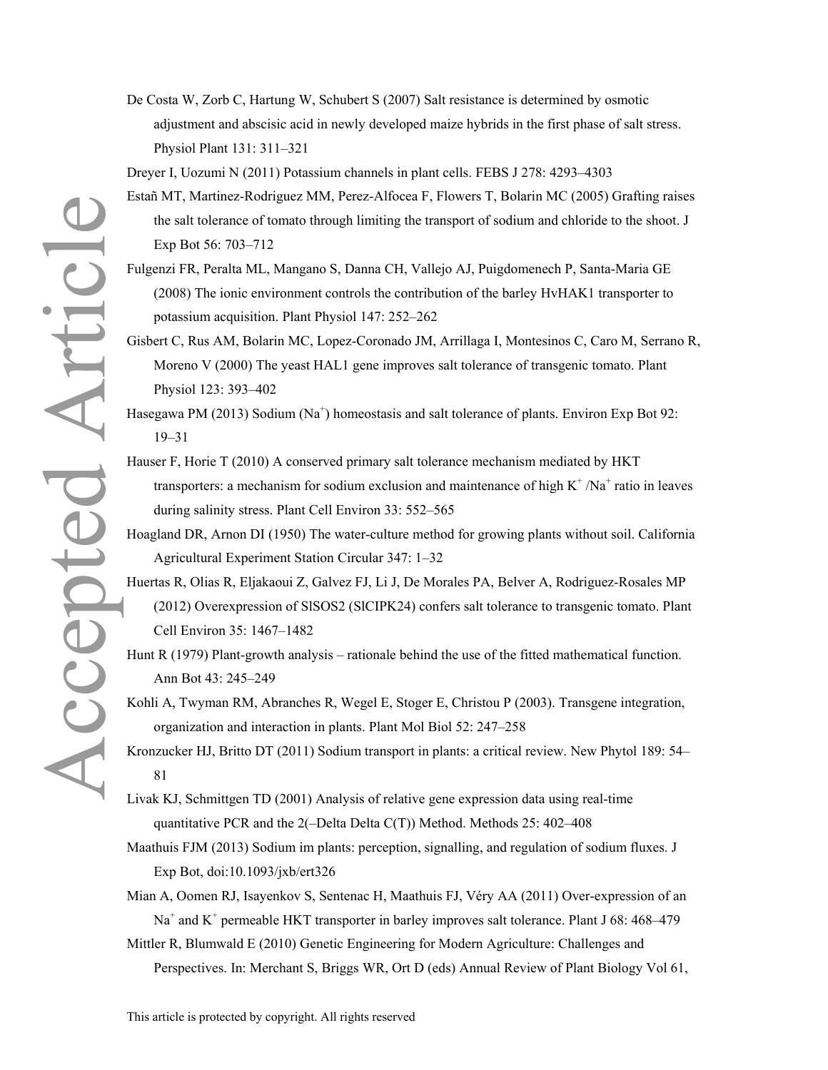De Costa W, Zorb C, Hartung W, Schubert S (2007) Salt resistance is determined by osmotic adjustment and abscisic acid in newly developed maize hybrids in the first phase of salt stress. Physiol Plant 131: 311–321

Dreyer I, Uozumi N (2011) Potassium channels in plant cells. FEBS J 278: 4293–4303

Estañ MT, Martinez-Rodriguez MM, Perez-Alfocea F, Flowers T, Bolarin MC (2005) Grafting raises the salt tolerance of tomato through limiting the transport of sodium and chloride to the shoot. J Exp Bot 56: 703–712

Fulgenzi FR, Peralta ML, Mangano S, Danna CH, Vallejo AJ, Puigdomenech P, Santa-Maria GE (2008) The ionic environment controls the contribution of the barley HvHAK1 transporter to potassium acquisition. Plant Physiol 147: 252–262

Gisbert C, Rus AM, Bolarin MC, Lopez-Coronado JM, Arrillaga I, Montesinos C, Caro M, Serrano R, Moreno V (2000) The yeast HAL1 gene improves salt tolerance of transgenic tomato. Plant Physiol 123: 393–402

Hasegawa PM (2013) Sodium ($Na^+$) homeostasis and salt tolerance of plants. Environ Exp Bot 92: 19–31

Hauser F, Horie T (2010) A conserved primary salt tolerance mechanism mediated by HKT transporters: a mechanism for sodium exclusion and maintenance of high $K^+$ /$Na^+$ ratio in leaves during salinity stress. Plant Cell Environ 33: 552–565

Hoagland DR, Arnon DI (1950) The water-culture method for growing plants without soil. California Agricultural Experiment Station Circular 347: 1–32

Huertas R, Olias R, Eljakaoui Z, Galvez FJ, Li J, De Morales PA, Belver A, Rodriguez-Rosales MP (2012) Overexpression of SlSOS2 (SlCIPK24) confers salt tolerance to transgenic tomato. Plant Cell Environ 35: 1467–1482

Hunt R (1979) Plant-growth analysis – rationale behind the use of the fitted mathematical function. Ann Bot 43: 245–249

Kohli A, Twyman RM, Abranches R, Wegel E, Stoger E, Christou P (2003). Transgene integration, organization and interaction in plants. Plant Mol Biol 52: 247–258

Kronzucker HJ, Britto DT (2011) Sodium transport in plants: a critical review. New Phytol 189: 54–81

Livak KJ, Schmittgen TD (2001) Analysis of relative gene expression data using real-time quantitative PCR and the 2(–Delta Delta C(T)) Method. Methods 25: 402–408

Maathuis FJM (2013) Sodium im plants: perception, signalling, and regulation of sodium fluxes. J Exp Bot, doi:10.1093/jxb/ert326

Mian A, Oomen RJ, Isayenkov S, Sentenac H, Maathuis FJ, Véry AA (2011) Over-expression of an $Na^+$ and $K^+$ permeable HKT transporter in barley improves salt tolerance. Plant J 68: 468–479

Mittler R, Blumwald E (2010) Genetic Engineering for Modern Agriculture: Challenges and Perspectives. In: Merchant S, Briggs WR, Ort D (eds) Annual Review of Plant Biology Vol 61,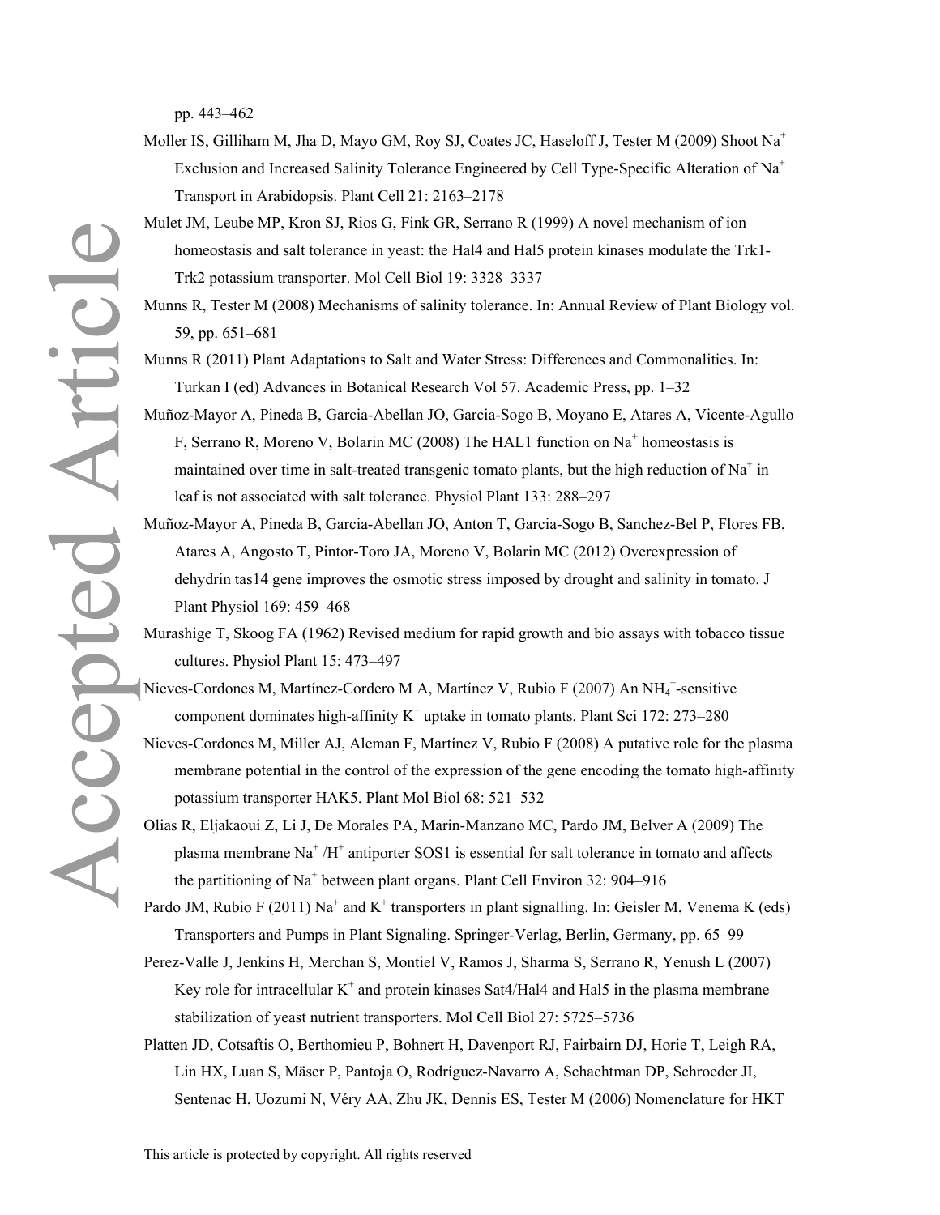pp. 443–462

Moller IS, Gilliham M, Jha D, Mayo GM, Roy SJ, Coates JC, Haseloff J, Tester M (2009) Shoot $Na^+$ Exclusion and Increased Salinity Tolerance Engineered by Cell Type-Specific Alteration of $Na^+$ Transport in Arabidopsis. Plant Cell 21: 2163–2178

Mulet JM, Leube MP, Kron SJ, Rios G, Fink GR, Serrano R (1999) A novel mechanism of ion homeostasis and salt tolerance in yeast: the Hal4 and Hal5 protein kinases modulate the Trk1-Trk2 potassium transporter. Mol Cell Biol 19: 3328–3337

Munns R, Tester M (2008) Mechanisms of salinity tolerance. In: Annual Review of Plant Biology vol. 59, pp. 651–681

Munns R (2011) Plant Adaptations to Salt and Water Stress: Differences and Commonalities. In: Turkan I (ed) Advances in Botanical Research Vol 57. Academic Press, pp. 1–32

Muñoz-Mayor A, Pineda B, Garcia-Abellan JO, Garcia-Sogo B, Moyano E, Atares A, Vicente-Agullo F, Serrano R, Moreno V, Bolarin MC (2008) The HAL1 function on $Na^+$ homeostasis is maintained over time in salt-treated transgenic tomato plants, but the high reduction of $Na^+$ in leaf is not associated with salt tolerance. Physiol Plant 133: 288–297

Muñoz-Mayor A, Pineda B, Garcia-Abellan JO, Anton T, Garcia-Sogo B, Sanchez-Bel P, Flores FB, Atares A, Angosto T, Pintor-Toro JA, Moreno V, Bolarin MC (2012) Overexpression of dehydrin tas14 gene improves the osmotic stress imposed by drought and salinity in tomato. J Plant Physiol 169: 459–468

Murashige T, Skoog FA (1962) Revised medium for rapid growth and bio assays with tobacco tissue cultures. Physiol Plant 15: 473–497

Nieves-Cordones M, Martínez-Cordero M A, Martínez V, Rubio F (2007) An $NH_4^+$-sensitive component dominates high-affinity $K^+$ uptake in tomato plants. Plant Sci 172: 273–280

Nieves-Cordones M, Miller AJ, Aleman F, Martínez V, Rubio F (2008) A putative role for the plasma membrane potential in the control of the expression of the gene encoding the tomato high-affinity potassium transporter HAK5. Plant Mol Biol 68: 521–532

Olias R, Eljakaoui Z, Li J, De Morales PA, Marin-Manzano MC, Pardo JM, Belver A (2009) The plasma membrane $Na^+$ /$H^+$ antiporter SOS1 is essential for salt tolerance in tomato and affects the partitioning of $Na^+$ between plant organs. Plant Cell Environ 32: 904–916

Pardo JM, Rubio F (2011) $Na^+$ and $K^+$ transporters in plant signalling. In: Geisler M, Venema K (eds) Transporters and Pumps in Plant Signaling. Springer-Verlag, Berlin, Germany, pp. 65–99

Perez-Valle J, Jenkins H, Merchan S, Montiel V, Ramos J, Sharma S, Serrano R, Yenush L (2007) Key role for intracellular $K^+$ and protein kinases Sat4/Hal4 and Hal5 in the plasma membrane stabilization of yeast nutrient transporters. Mol Cell Biol 27: 5725–5736

Platten JD, Cotsaftis O, Berthomieu P, Bohnert H, Davenport RJ, Fairbairn DJ, Horie T, Leigh RA, Lin HX, Luan S, Mäser P, Pantoja O, Rodríguez-Navarro A, Schachtman DP, Schroeder JI, Sentenac H, Uozumi N, Véry AA, Zhu JK, Dennis ES, Tester M (2006) Nomenclature for HKT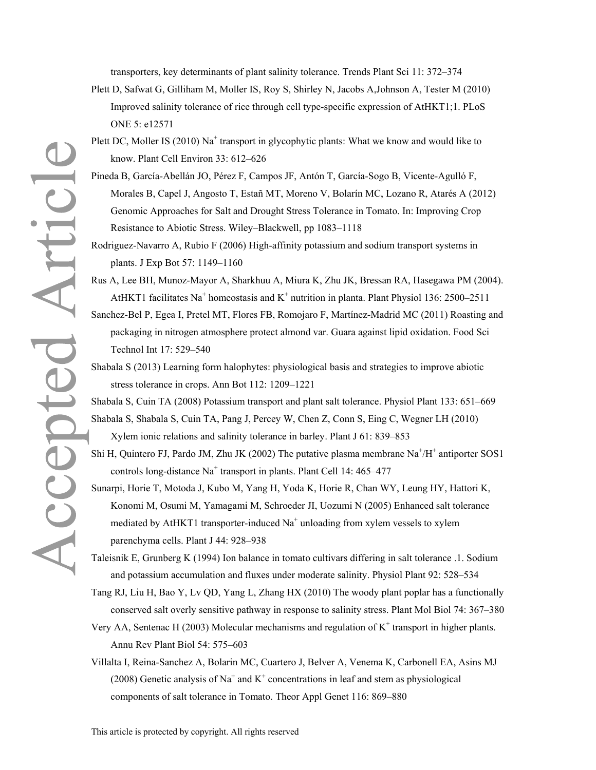transporters, key determinants of plant salinity tolerance. Trends Plant Sci 11: 372–374

Plett D, Safwat G, Gilliham M, Moller IS, Roy S, Shirley N, Jacobs A,Johnson A, Tester M (2010) Improved salinity tolerance of rice through cell type-specific expression of AtHKT1;1. PLoS ONE 5: e12571

Plett DC, Moller IS (2010) $Na^+$ transport in glycophytic plants: What we know and would like to know. Plant Cell Environ 33: 612–626

Pineda B, García-Abellán JO, Pérez F, Campos JF, Antón T, García-Sogo B, Vicente-Agulló F, Morales B, Capel J, Angosto T, Estañ MT, Moreno V, Bolarín MC, Lozano R, Atarés A (2012) Genomic Approaches for Salt and Drought Stress Tolerance in Tomato. In: Improving Crop Resistance to Abiotic Stress. Wiley–Blackwell, pp 1083–1118

Rodriguez-Navarro A, Rubio F (2006) High-affinity potassium and sodium transport systems in plants. J Exp Bot 57: 1149–1160

Rus A, Lee BH, Munoz-Mayor A, Sharkhuu A, Miura K, Zhu JK, Bressan RA, Hasegawa PM (2004). AtHKT1 facilitates $Na^+$ homeostasis and $K^+$ nutrition in planta. Plant Physiol 136: 2500–2511

Sanchez-Bel P, Egea I, Pretel MT, Flores FB, Romojaro F, Martínez-Madrid MC (2011) Roasting and packaging in nitrogen atmosphere protect almond var. Guara against lipid oxidation. Food Sci Technol Int 17: 529–540

Shabala S (2013) Learning form halophytes: physiological basis and strategies to improve abiotic stress tolerance in crops. Ann Bot 112: 1209–1221

Shabala S, Cuin TA (2008) Potassium transport and plant salt tolerance. Physiol Plant 133: 651–669

Shabala S, Shabala S, Cuin TA, Pang J, Percey W, Chen Z, Conn S, Eing C, Wegner LH (2010) Xylem ionic relations and salinity tolerance in barley. Plant J 61: 839–853

Shi H, Quintero FJ, Pardo JM, Zhu JK (2002) The putative plasma membrane $Na^+/H^+$ antiporter SOS1 controls long-distance $Na^+$ transport in plants. Plant Cell 14: 465–477

Sunarpi, Horie T, Motoda J, Kubo M, Yang H, Yoda K, Horie R, Chan WY, Leung HY, Hattori K, Konomi M, Osumi M, Yamagami M, Schroeder JI, Uozumi N (2005) Enhanced salt tolerance mediated by AtHKT1 transporter-induced $Na^+$ unloading from xylem vessels to xylem parenchyma cells. Plant J 44: 928–938

Taleisnik E, Grunberg K (1994) Ion balance in tomato cultivars differing in salt tolerance .1. Sodium and potassium accumulation and fluxes under moderate salinity. Physiol Plant 92: 528–534

Tang RJ, Liu H, Bao Y, Lv QD, Yang L, Zhang HX (2010) The woody plant poplar has a functionally conserved salt overly sensitive pathway in response to salinity stress. Plant Mol Biol 74: 367–380

Very AA, Sentenac H (2003) Molecular mechanisms and regulation of $K^+$ transport in higher plants. Annu Rev Plant Biol 54: 575–603

Villalta I, Reina-Sanchez A, Bolarin MC, Cuartero J, Belver A, Venema K, Carbonell EA, Asins MJ (2008) Genetic analysis of $Na^+$ and $K^+$ concentrations in leaf and stem as physiological components of salt tolerance in Tomato. Theor Appl Genet 116: 869–880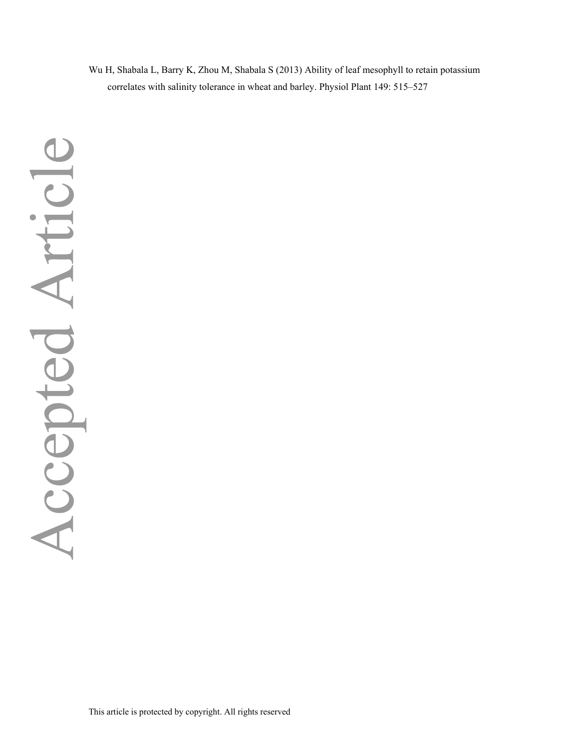Wu H, Shabala L, Barry K, Zhou M, Shabala S (2013) Ability of leaf mesophyll to retain potassium correlates with salinity tolerance in wheat and barley. Physiol Plant 149: 515–527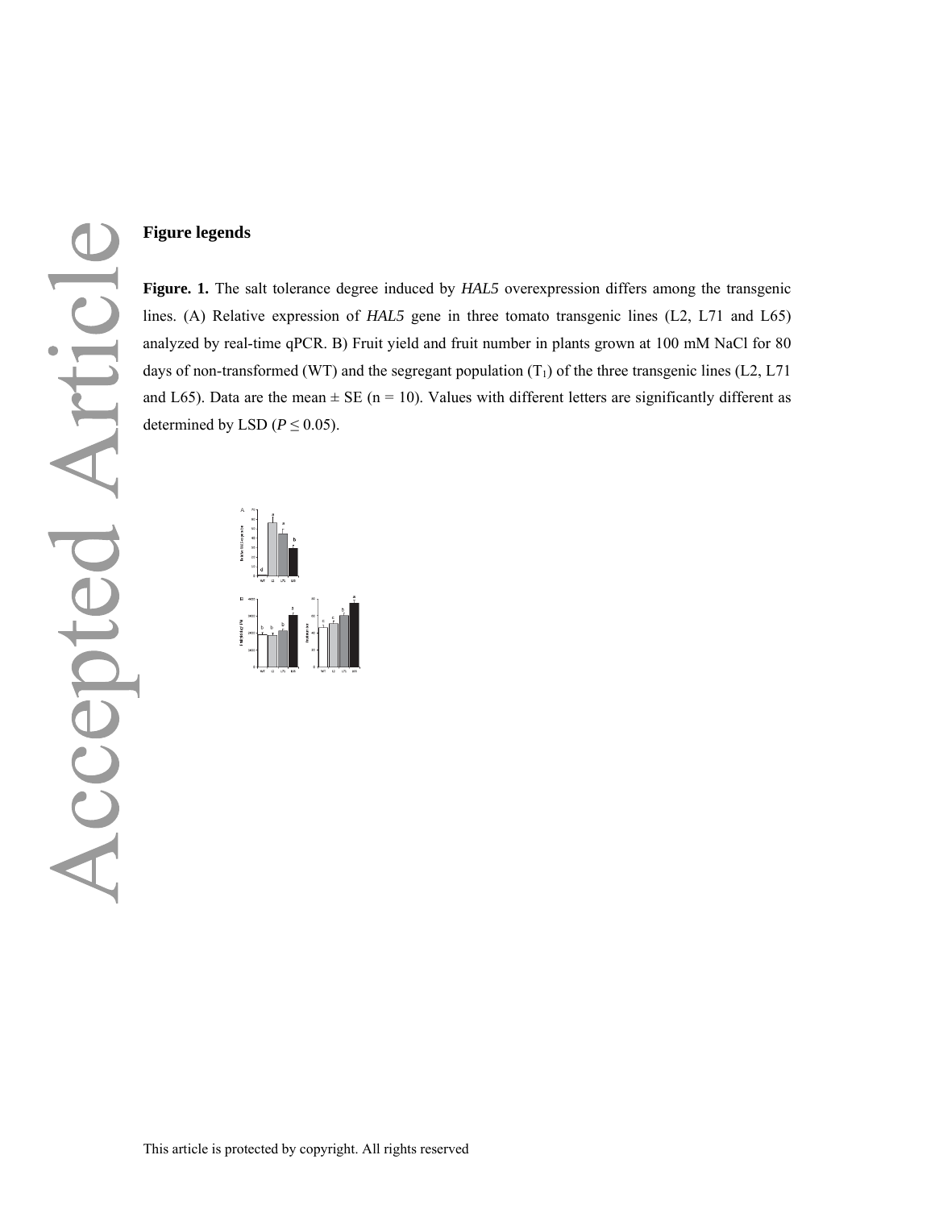## Figure legends

**Figure. 1.** The salt tolerance degree induced by *HAL5* overexpression differs among the transgenic lines. (A) Relative expression of *HAL5* gene in three tomato transgenic lines (L2, L71 and L65) analyzed by real-time qPCR. B) Fruit yield and fruit number in plants grown at 100 mM NaCl for 80 days of non-transformed (WT) and the segregant population ($T_1$) of the three transgenic lines (L2, L71 and L65). Data are the mean ± SE (n = 10). Values with different letters are significantly different as determined by LSD ($P \leq 0.05$).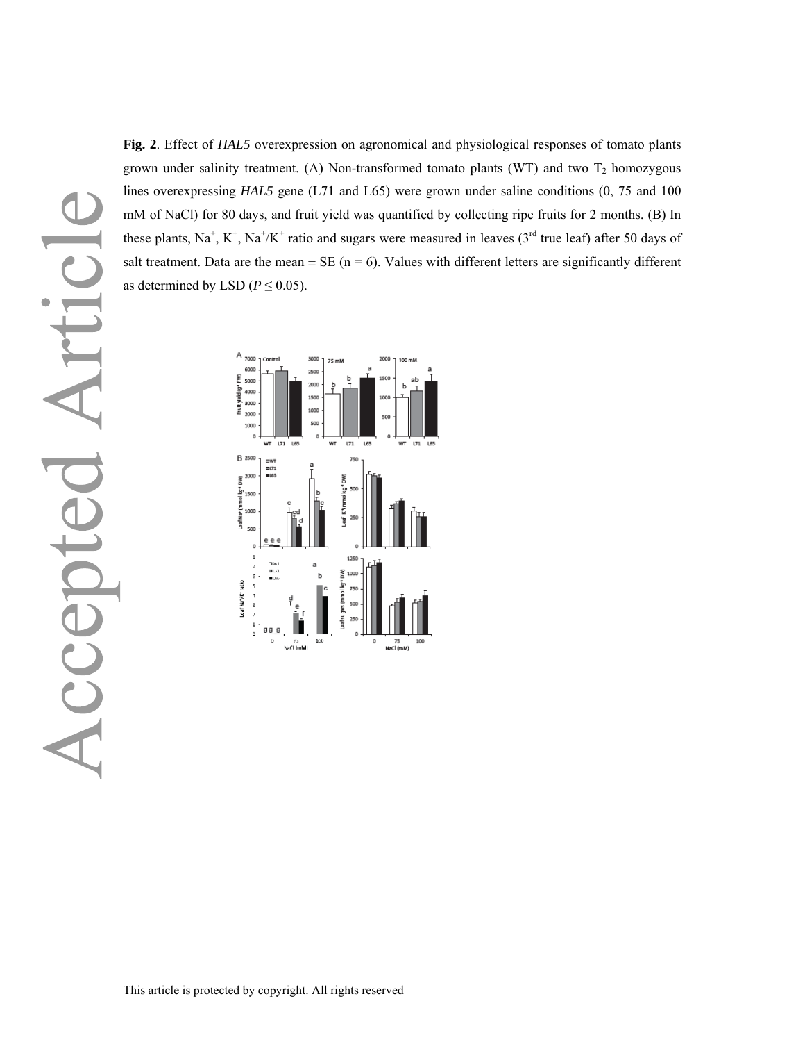**Fig. 2**. Effect of *HAL5* overexpression on agronomical and physiological responses of tomato plants grown under salinity treatment. (A) Non-transformed tomato plants (WT) and two $T_2$ homozygous lines overexpressing *HAL5* gene (L71 and L65) were grown under saline conditions (0, 75 and 100 mM of NaCl) for 80 days, and fruit yield was quantified by collecting ripe fruits for 2 months. (B) In these plants, $Na^+$, $K^+$, $Na^+/K^+$ ratio and sugars were measured in leaves (3rd true leaf) after 50 days of salt treatment. Data are the mean ± SE (n = 6). Values with different letters are significantly different as determined by LSD ($P \leq 0.05$).

A

Control

75 mM

100 mM

Fruit yield (g⁻¹ FW)

7000
6000
5000
4000
3000
2000
1000
0

3000
2500
2000
1500
1000
500
0

2000
1500
1000
500
0

b b a

b ab a

WT L71 L65

WT L71 L65

WT L71 L65

B

WT
L71
L65

Leaf Na⁺ (mmol kg⁻¹ DW)

2500
2000
1500
1000
500
0

e e e
c cd d
a b c

Leaf K⁺ (mmol kg⁻¹ DW)

750
500
250
0

Leaf Na⁺/K⁺ ratio

g g g
d e f
a b c

Leaf sugars (mmol kg⁻¹ DW)

1250
1000
750
500
250
0

0 75 100
NaCl (mM)

0 75 100
NaCl (mM)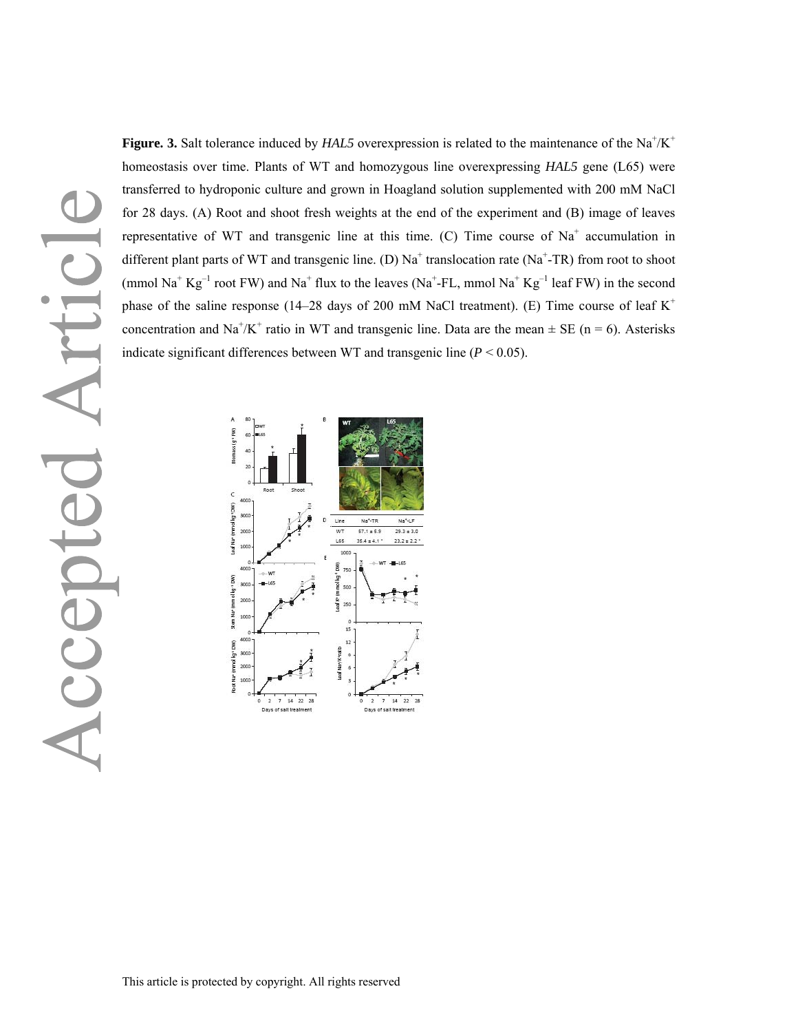**Figure. 3.** Salt tolerance induced by *HAL5* overexpression is related to the maintenance of the $Na^+/K^+$ homeostasis over time. Plants of WT and homozygous line overexpressing *HAL5* gene (L65) were transferred to hydroponic culture and grown in Hoagland solution supplemented with 200 mM NaCl for 28 days. (A) Root and shoot fresh weights at the end of the experiment and (B) image of leaves representative of WT and transgenic line at this time. (C) Time course of $Na^+$ accumulation in different plant parts of WT and transgenic line. (D) $Na^+$ translocation rate ($Na^+$-TR) from root to shoot (mmol $Na^+$ $Kg^{-1}$ root FW) and $Na^+$ flux to the leaves ($Na^+$-FL, mmol $Na^+$ $Kg^{-1}$ leaf FW) in the second phase of the saline response (14–28 days of 200 mM NaCl treatment). (E) Time course of leaf $K^+$ concentration and $Na^+/K^+$ ratio in WT and transgenic line. Data are the mean ± SE (n = 6). Asterisks indicate significant differences between WT and transgenic line ($P < 0.05$).

A
Biomass (g FW)
80
60
40
20
0
WT
L65
Root
Shoot

B
WT
L65

C
Leaf Na⁺ (mmol kg⁻¹ DW)
Stem Na⁺ (mmol kg⁻¹ DW)
Root Na⁺ (mmol kg⁻¹ DW)
4000
3000
2000
1000
0
WT
L65
0 2 7 14 22 28
Days of salt treatment

D

| Line | $Na^+$-TR | $Na^+$-LF |
|---|---|---|
| WT | 57.1 ± 5.9 | 29.3 ± 3.0 |
| L65 | 35.4 ± 4.1 * | 23.2 ± 2.2 * |

E
Leaf K⁺ (mmol kg⁻¹ DW)
1000
750
500
250
0
WT
L65
Leaf Na⁺/K⁺ ratio
15
12
9
6
3
0
0 2 7 14 22 28
Days of salt treatment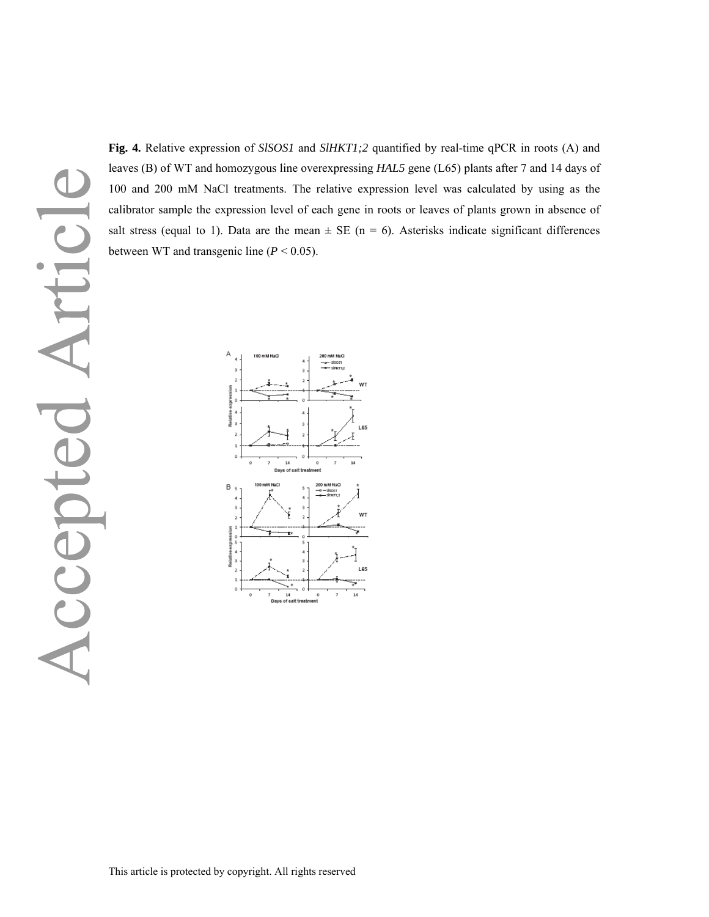**Fig. 4.** Relative expression of *SlSOS1* and *SlHKT1;2* quantified by real-time qPCR in roots (A) and leaves (B) of WT and homozygous line overexpressing *HAL5* gene (L65) plants after 7 and 14 days of 100 and 200 mM NaCl treatments. The relative expression level was calculated by using as the calibrator sample the expression level of each gene in roots or leaves of plants grown in absence of salt stress (equal to 1). Data are the mean ± SE (n = 6). Asterisks indicate significant differences between WT and transgenic line ($P < 0.05$).

A

100 mM NaCl

200 mM NaCl

SlSOS1

SlHKT1;2

WT

L65

Relative expression

Days of salt treatment

0 7 14

B

100 mM NaCl

200 mM NaCl

SlSOS1

SlHKT1;2

WT

L65

Relative expression

Days of salt treatment

0 7 14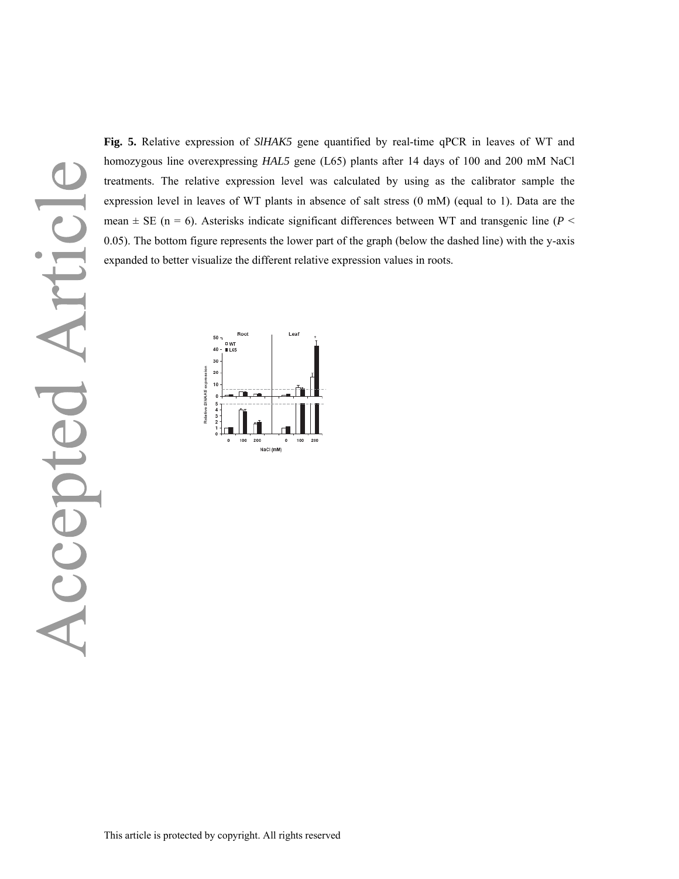**Fig. 5.** Relative expression of *SlHAK5* gene quantified by real-time qPCR in leaves of WT and homozygous line overexpressing *HAL5* gene (L65) plants after 14 days of 100 and 200 mM NaCl treatments. The relative expression level was calculated by using as the calibrator sample the expression level in leaves of WT plants in absence of salt stress (0 mM) (equal to 1). Data are the mean ± SE (n = 6). Asterisks indicate significant differences between WT and transgenic line ($P < 0.05$). The bottom figure represents the lower part of the graph (below the dashed line) with the y-axis expanded to better visualize the different relative expression values in roots.

Root

Leaf

WT

L65

*

Relative *SlHAK5* expression

50
40
30
20
10
0

5
4
3
2
1
0

0 100 200 0 100 200

NaCl (mM)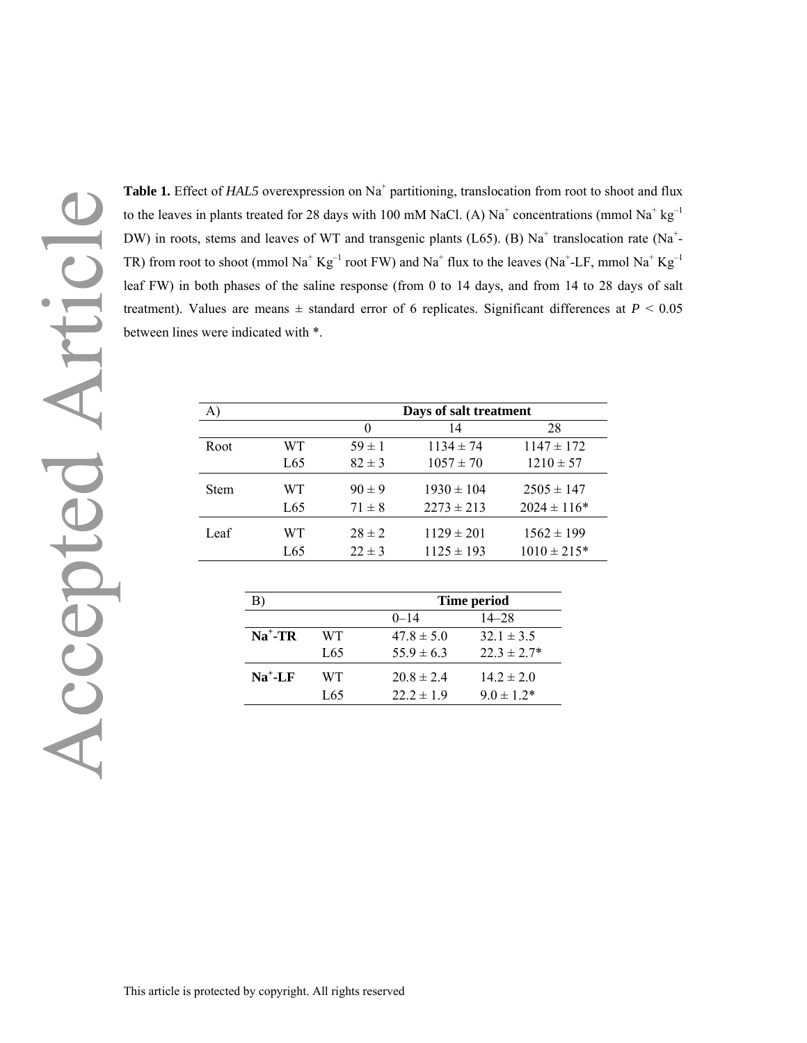**Table 1.** Effect of *HAL5* overexpression on $Na^+$ partitioning, translocation from root to shoot and flux to the leaves in plants treated for 28 days with 100 mM NaCl. (A) $Na^+$ concentrations (mmol $Na^+$ $kg^{-1}$ DW) in roots, stems and leaves of WT and transgenic plants (L65). (B) $Na^+$ translocation rate ($Na^+$-TR) from root to shoot (mmol $Na^+$ $Kg^{-1}$ root FW) and $Na^+$ flux to the leaves ($Na^+$-LF, mmol $Na^+$ $Kg^{-1}$ leaf FW) in both phases of the saline response (from 0 to 14 days, and from 14 to 28 days of salt treatment). Values are means ± standard error of 6 replicates. Significant differences at $P < 0.05$ between lines were indicated with *.

| A) | | **Days of salt treatment** | | |
|---|---|---|---|---|
| | | 0 | 14 | 28 |
| Root | WT | 59 ± 1 | 1134 ± 74 | 1147 ± 172 |
| | L65 | 82 ± 3 | 1057 ± 70 | 1210 ± 57 |
| Stem | WT | 90 ± 9 | 1930 ± 104 | 2505 ± 147 |
| | L65 | 71 ± 8 | 2273 ± 213 | 2024 ± 116* |
| Leaf | WT | 28 ± 2 | 1129 ± 201 | 1562 ± 199 |
| | L65 | 22 ± 3 | 1125 ± 193 | 1010 ± 215* |

| B) | | **Time period** | |
|---|---|---|---|
| | | 0–14 | 14–28 |
| **$Na^+$-TR** | WT | 47.8 ± 5.0 | 32.1 ± 3.5 |
| | L65 | 55.9 ± 6.3 | 22.3 ± 2.7* |
| **$Na^+$-LF** | WT | 20.8 ± 2.4 | 14.2 ± 2.0 |
| | L65 | 22.2 ± 1.9 | 9.0 ± 1.2* |